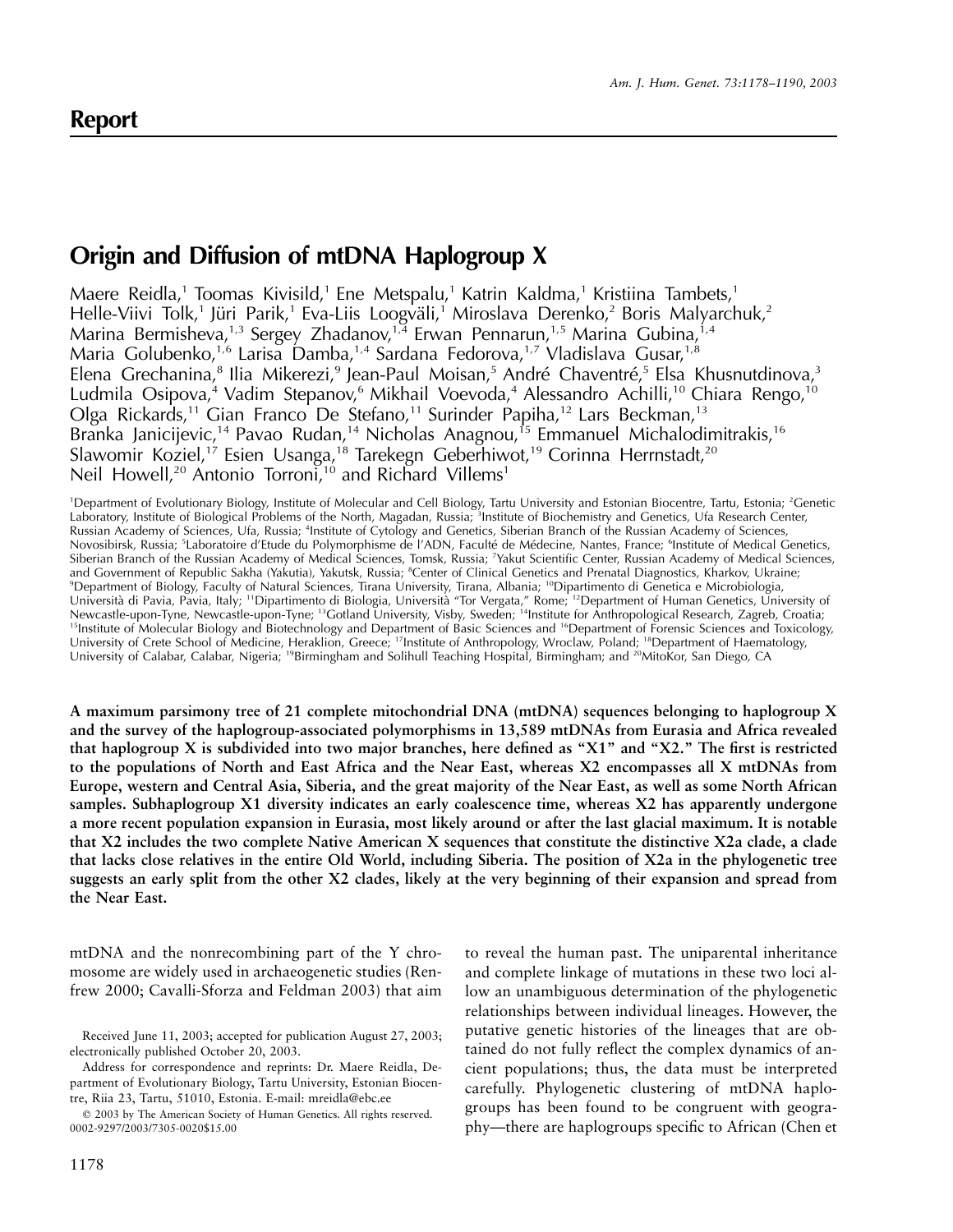## Report

# Origin and Diffusion of mtDNA Haplogroup X

Maere Reidla,[1] Toomas Kivisild,[1] Ene Metspalu,[1] Katrin Kaldma,[1] Kristiina Tambets,[1] Helle-Viivi Tolk,[1] Jüri Parik,[1] Eva-Liis Loogväli,[1] Miroslava Derenko,[2] Boris Malyarchuk,[2] Marina Bermisheva,[1,3] Sergey Zhadanov,[1,4] Erwan Pennarun,[1,5] Marina Gubina,[1,4] Maria Golubenko,[1,6] Larisa Damba,[1,4] Sardana Fedorova,[1,7] Vladislava Gusar,[1,8] Elena Grechanina,[8] Ilia Mikerezi,[9] Jean-Paul Moisan,[5] André Chaventré,[5] Elsa Khusnutdinova,[3] Ludmila Osipova,[4] Vadim Stepanov,[6] Mikhail Voevoda,[4] Alessandro Achilli,[10] Chiara Rengo,[10] Olga Rickards,[11] Gian Franco De Stefano,[11] Surinder Papiha,[12] Lars Beckman,[13] Branka Janicijevic,[14] Pavao Rudan,[14] Nicholas Anagnou,[15] Emmanuel Michalodimitrakis,[16] Slawomir Koziel,[17] Esien Usanga,[18] Tarekegn Geberhiwot,[19] Corinna Herrnstadt,[20] Neil Howell,[20] Antonio Torroni,[10] and Richard Villems[1]

[1]Department of Evolutionary Biology, Institute of Molecular and Cell Biology, Tartu University and Estonian Biocentre, Tartu, Estonia; [2]Genetic Laboratory, Institute of Biological Problems of the North, Magadan, Russia; [3]Institute of Biochemistry and Genetics, Ufa Research Center, Russian Academy of Sciences, Ufa, Russia; [4]Institute of Cytology and Genetics, Siberian Branch of the Russian Academy of Sciences, Novosibirsk, Russia; [5]Laboratoire d'Etude du Polymorphisme de l'ADN, Faculté de Médecine, Nantes, France; [6]Institute of Medical Genetics, Siberian Branch of the Russian Academy of Medical Sciences, Tomsk, Russia; [7]Yakut Scientific Center, Russian Academy of Medical Sciences, and Government of Republic Sakha (Yakutia), Yakutsk, Russia; [8]Center of Clinical Genetics and Prenatal Diagnostics, Kharkov, Ukraine; [9]Department of Biology, Faculty of Natural Sciences, Tirana University, Tirana, Albania; [10]Dipartimento di Genetica e Microbiologia, Università di Pavia, Pavia, Italy; [11]Dipartimento di Biologia, Università "Tor Vergata," Rome; [12]Department of Human Genetics, University of Newcastle-upon-Tyne, Newcastle-upon-Tyne; [13]Gotland University, Visby, Sweden; [14]Institute for Anthropological Research, Zagreb, Croatia; [15]Institute of Molecular Biology and Biotechnology and Department of Basic Sciences and [16]Department of Forensic Sciences and Toxicology, University of Crete School of Medicine, Heraklion, Greece; [17]Institute of Anthropology, Wroclaw, Poland; [18]Department of Haematology, University of Calabar, Calabar, Nigeria; [19]Birmingham and Solihull Teaching Hospital, Birmingham; and [20]MitoKor, San Diego, CA

**A maximum parsimony tree of 21 complete mitochondrial DNA (mtDNA) sequences belonging to haplogroup X and the survey of the haplogroup-associated polymorphisms in 13,589 mtDNAs from Eurasia and Africa revealed that haplogroup X is subdivided into two major branches, here defined as "X1" and "X2." The first is restricted to the populations of North and East Africa and the Near East, whereas X2 encompasses all X mtDNAs from Europe, western and Central Asia, Siberia, and the great majority of the Near East, as well as some North African samples. Subhaplogroup X1 diversity indicates an early coalescence time, whereas X2 has apparently undergone a more recent population expansion in Eurasia, most likely around or after the last glacial maximum. It is notable that X2 includes the two complete Native American X sequences that constitute the distinctive X2a clade, a clade that lacks close relatives in the entire Old World, including Siberia. The position of X2a in the phylogenetic tree suggests an early split from the other X2 clades, likely at the very beginning of their expansion and spread from the Near East.**

mtDNA and the nonrecombining part of the Y chromosome are widely used in archaeogenetic studies (Renfrew 2000; Cavalli-Sforza and Feldman 2003) that aim to reveal the human past. The uniparental inheritance and complete linkage of mutations in these two loci allow an unambiguous determination of the phylogenetic relationships between individual lineages. However, the putative genetic histories of the lineages that are obtained do not fully reflect the complex dynamics of ancient populations; thus, the data must be interpreted carefully. Phylogenetic clustering of mtDNA haplogroups has been found to be congruent with geography—there are haplogroups specific to African (Chen et

Received June 11, 2003; accepted for publication August 27, 2003; electronically published October 20, 2003.

Address for correspondence and reprints: Dr. Maere Reidla, Department of Evolutionary Biology, Tartu University, Estonian Biocentre, Riia 23, Tartu, 51010, Estonia. E-mail: mreidla@ebc.ee

© 2003 by The American Society of Human Genetics. All rights reserved. 0002-9297/2003/7305-0020$15.00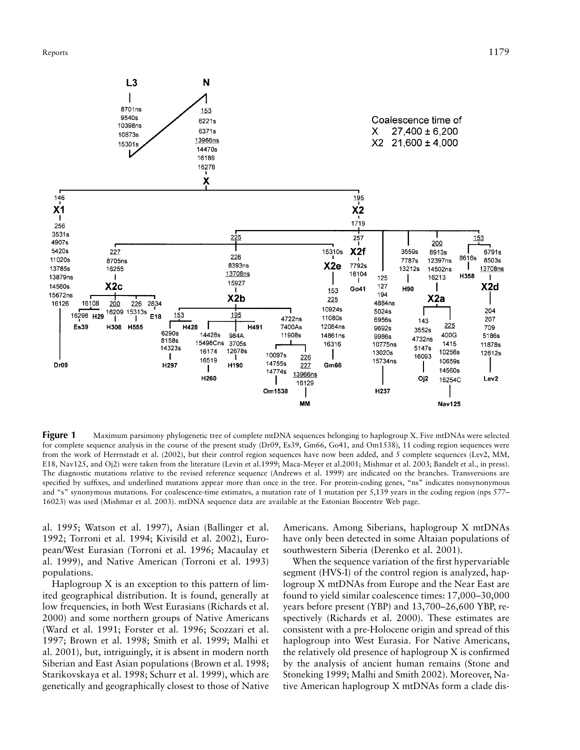**Figure 1** Maximum parsimony phylogenetic tree of complete mtDNA sequences belonging to haplogroup X. Five mtDNAs were selected for complete sequence analysis in the course of the present study (Dr09, Es39, Gm66, Go41, and Om1538), 11 coding region sequences were from the work of Herrnstadt et al. (2002), but their control region sequences have now been added, and 5 complete sequences (Lev2, MM, E18, Nav125, and Oj2) were taken from the literature (Levin et al.1999; Maca-Meyer et al.2001; Mishmar et al. 2003; Bandelt et al., in press). The diagnostic mutations relative to the revised reference sequence (Andrews et al. 1999) are indicated on the branches. Transversions are specified by suffixes, and underlined mutations appear more than once in the tree. For protein-coding genes, "ns" indicates nonsynonymous and "s" synonymous mutations. For coalescence-time estimates, a mutation rate of 1 mutation per 5,139 years in the coding region (nps 577–16023) was used (Mishmar et al. 2003). mtDNA sequence data are available at the Estonian Biocentre Web page.

al. 1995; Watson et al. 1997), Asian (Ballinger et al. 1992; Torroni et al. 1994; Kivisild et al. 2002), European/West Eurasian (Torroni et al. 1996; Macaulay et al. 1999), and Native American (Torroni et al. 1993) populations.

Haplogroup X is an exception to this pattern of limited geographical distribution. It is found, generally at low frequencies, in both West Eurasians (Richards et al. 2000) and some northern groups of Native Americans (Ward et al. 1991; Forster et al. 1996; Scozzari et al. 1997; Brown et al. 1998; Smith et al. 1999; Malhi et al. 2001), but, intriguingly, it is absent in modern north Siberian and East Asian populations (Brown et al. 1998; Starikovskaya et al. 1998; Schurr et al. 1999), which are genetically and geographically closest to those of Native Americans. Among Siberians, haplogroup X mtDNAs have only been detected in some Altaian populations of southwestern Siberia (Derenko et al. 2001).

When the sequence variation of the first hypervariable segment (HVS-I) of the control region is analyzed, haplogroup X mtDNAs from Europe and the Near East are found to yield similar coalescence times: 17,000–30,000 years before present (YBP) and 13,700–26,600 YBP, respectively (Richards et al. 2000). These estimates are consistent with a pre-Holocene origin and spread of this haplogroup into West Eurasia. For Native Americans, the relatively old presence of haplogroup X is confirmed by the analysis of ancient human remains (Stone and Stoneking 1999; Malhi and Smith 2002). Moreover, Native American haplogroup X mtDNAs form a clade dis-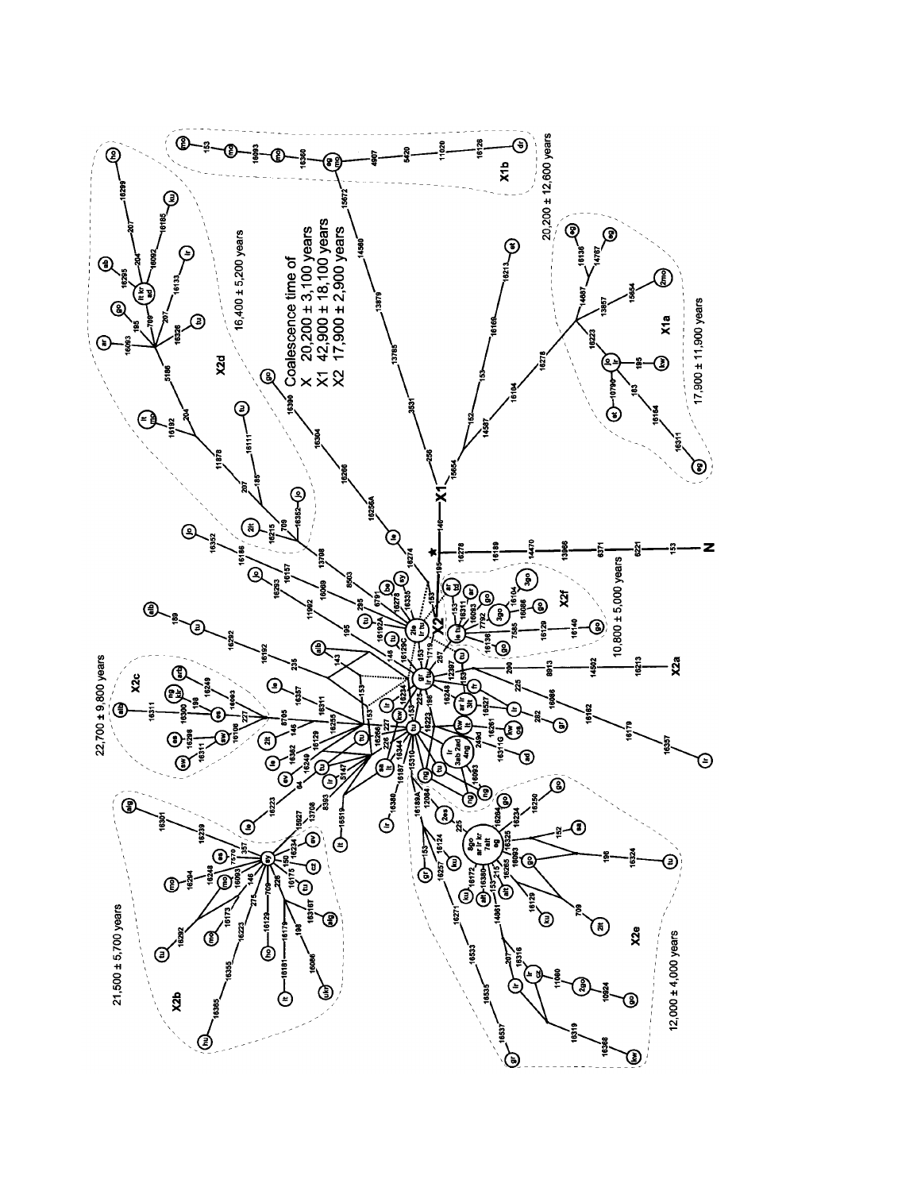Coalescence time of

X 20,200 ± 3,100 years

X1 42,900 ± 18,100 years

X2 17,900 ± 2,900 years

X1a 17,900 ± 11,900 years

X1b 20,200 ± 12,600 years

X2b 21,500 ± 5,700 years

X2c 22,700 ± 9,800 years

X2d 16,400 ± 5,200 years

X2e 12,000 ± 4,000 years

X2f 10,800 ± 5,000 years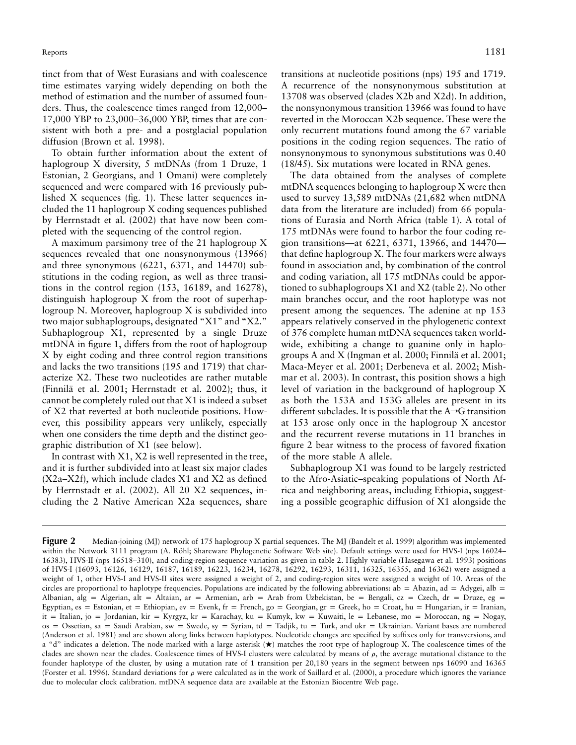tinct from that of West Eurasians and with coalescence time estimates varying widely depending on both the method of estimation and the number of assumed founders. Thus, the coalescence times ranged from 12,000–17,000 YBP to 23,000–36,000 YBP, times that are consistent with both a pre- and a postglacial population diffusion (Brown et al. 1998).

To obtain further information about the extent of haplogroup X diversity, 5 mtDNAs (from 1 Druze, 1 Estonian, 2 Georgians, and 1 Omani) were completely sequenced and were compared with 16 previously published X sequences (fig. 1). These latter sequences included the 11 haplogroup X coding sequences published by Herrnstadt et al. (2002) that have now been completed with the sequencing of the control region.

A maximum parsimony tree of the 21 haplogroup X sequences revealed that one nonsynonymous (13966) and three synonymous (6221, 6371, and 14470) substitutions in the coding region, as well as three transitions in the control region (153, 16189, and 16278), distinguish haplogroup X from the root of superhaplogroup N. Moreover, haplogroup X is subdivided into two major subhaplogroups, designated "X1" and "X2." Subhaplogroup X1, represented by a single Druze mtDNA in figure 1, differs from the root of haplogroup X by eight coding and three control region transitions and lacks the two transitions (195 and 1719) that characterize X2. These two nucleotides are rather mutable (Finnilä et al. 2001; Herrnstadt et al. 2002); thus, it cannot be completely ruled out that X1 is indeed a subset of X2 that reverted at both nucleotide positions. However, this possibility appears very unlikely, especially when one considers the time depth and the distinct geographic distribution of X1 (see below).

In contrast with X1, X2 is well represented in the tree, and it is further subdivided into at least six major clades (X2a–X2f), which include clades X1 and X2 as defined by Herrnstadt et al. (2002). All 20 X2 sequences, including the 2 Native American X2a sequences, share transitions at nucleotide positions (nps) 195 and 1719. A recurrence of the nonsynonymous substitution at 13708 was observed (clades X2b and X2d). In addition, the nonsynonymous transition 13966 was found to have reverted in the Moroccan X2b sequence. These were the only recurrent mutations found among the 67 variable positions in the coding region sequences. The ratio of nonsynonymous to synonymous substitutions was 0.40 (18/45). Six mutations were located in RNA genes.

The data obtained from the analyses of complete mtDNA sequences belonging to haplogroup X were then used to survey 13,589 mtDNAs (21,682 when mtDNA data from the literature are included) from 66 populations of Eurasia and North Africa (table 1). A total of 175 mtDNAs were found to harbor the four coding region transitions—at 6221, 6371, 13966, and 14470—that define haplogroup X. The four markers were always found in association and, by combination of the control and coding variation, all 175 mtDNAs could be apportioned to subhaplogroups X1 and X2 (table 2). No other main branches occur, and the root haplotype was not present among the sequences. The adenine at np 153 appears relatively conserved in the phylogenetic context of 376 complete human mtDNA sequences taken worldwide, exhibiting a change to guanine only in haplogroups A and X (Ingman et al. 2000; Finnilä et al. 2001; Maca-Meyer et al. 2001; Derbeneva et al. 2002; Mishmar et al. 2003). In contrast, this position shows a high level of variation in the background of haplogroup X as both the 153A and 153G alleles are present in its different subclades. It is possible that the A→G transition at 153 arose only once in the haplogroup X ancestor and the recurrent reverse mutations in 11 branches in figure 2 bear witness to the process of favored fixation of the more stable A allele.

Subhaplogroup X1 was found to be largely restricted to the Afro-Asiatic–speaking populations of North Africa and neighboring areas, including Ethiopia, suggesting a possible geographic diffusion of X1 alongside the

**Figure 2** Median-joining (MJ) network of 175 haplogroup X partial sequences. The MJ (Bandelt et al. 1999) algorithm was implemented within the Network 3111 program (A. Röhl; Shareware Phylogenetic Software Web site). Default settings were used for HVS-I (nps 16024–16383), HVS-II (nps 16518–310), and coding-region sequence variation as given in table 2. Highly variable (Hasegawa et al. 1993) positions of HVS-I (16093, 16126, 16129, 16187, 16189, 16223, 16234, 16278, 16292, 16293, 16311, 16325, 16355, and 16362) were assigned a weight of 1, other HVS-I and HVS-II sites were assigned a weight of 2, and coding-region sites were assigned a weight of 10. Areas of the circles are proportional to haplotype frequencies. Populations are indicated by the following abbreviations: ab = Abazin, ad = Adygei, alb = Albanian, alg = Algerian, alt = Altaian, ar = Armenian, arb = Arab from Uzbekistan, be = Bengali, cz = Czech, dr = Druze, eg = Egyptian, es = Estonian, et = Ethiopian, ev = Evenk, fr = French, go = Georgian, gr = Greek, ho = Croat, hu = Hungarian, ir = Iranian, it = Italian, jo = Jordanian, kir = Kyrgyz, kr = Karachay, ku = Kumyk, kw = Kuwaiti, le = Lebanese, mo = Moroccan, ng = Nogay, os = Ossetian, sa = Saudi Arabian, sw = Swede, sy = Syrian, td = Tadjik, tu = Turk, and ukr = Ukrainian. Variant bases are numbered (Anderson et al. 1981) and are shown along links between haplotypes. Nucleotide changes are specified by suffixes only for transversions, and a "d" indicates a deletion. The node marked with a large asterisk (★) matches the root type of haplogroup X. The coalescence times of the clades are shown near the clades. Coalescence times of HVS-I clusters were calculated by means of $\rho$, the average mutational distance to the founder haplotype of the cluster, by using a mutation rate of 1 transition per 20,180 years in the segment between nps 16090 and 16365 (Forster et al. 1996). Standard deviations for $\rho$ were calculated as in the work of Saillard et al. (2000), a procedure which ignores the variance due to molecular clock calibration. mtDNA sequence data are available at the Estonian Biocentre Web page.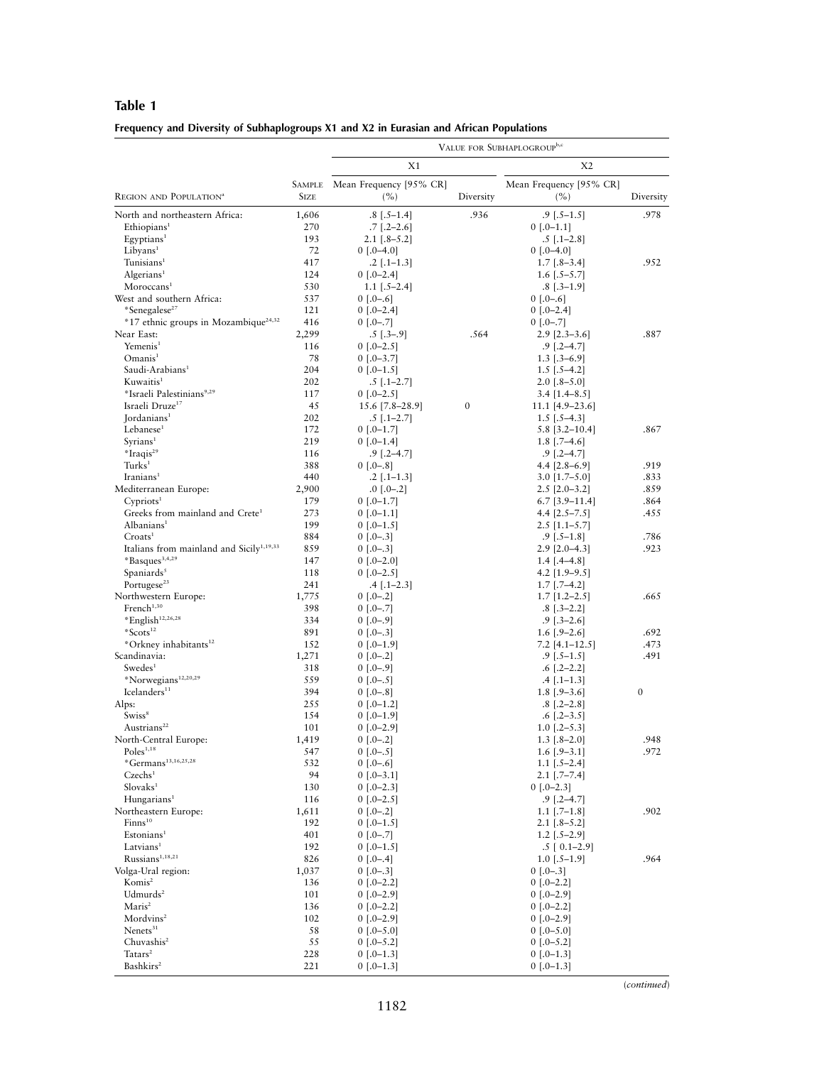## Table 1

**Frequency and Diversity of Subhaplogroups X1 and X2 in Eurasian and African Populations**

| Region and Population[a] | Sample Size | X1 Mean Frequency [95% CR] (%) | X1 Diversity | X2 Mean Frequency [95% CR] (%) | X2 Diversity |
|---|---|---|---|---|---|
| | | Value for Subhaplogroup[b,c] | | | |
| North and northeastern Africa: | 1,606 | .8 [.5–1.4] | .936 | .9 [.5–1.5] | .978 |
| Ethiopians[1] | 270 | .7 [.2–2.6] | | 0 [.0–1.1] | |
| Egyptians[1] | 193 | 2.1 [.8–5.2] | | .5 [.1–2.8] | |
| Libyans[1] | 72 | 0 [.0–4.0] | | 0 [.0–4.0] | |
| Tunisians[1] | 417 | .2 [.1–1.3] | | 1.7 [.8–3.4] | .952 |
| Algerians[1] | 124 | 0 [.0–2.4] | | 1.6 [.5–5.7] | |
| Moroccans[1] | 530 | 1.1 [.5–2.4] | | .8 [.3–1.9] | |
| West and southern Africa: | 537 | 0 [.0–.6] | | 0 [.0–.6] | |
| *Senegalese[27] | 121 | 0 [.0–2.4] | | 0 [.0–2.4] | |
| *17 ethnic groups in Mozambique[24,32] | 416 | 0 [.0–.7] | | 0 [.0–.7] | |
| Near East: | 2,299 | .5 [.3–.9] | .564 | 2.9 [2.3–3.6] | .887 |
| Yemenis[1] | 116 | 0 [.0–2.5] | | .9 [.2–4.7] | |
| Omanis[1] | 78 | 0 [.0–3.7] | | 1.3 [.3–6.9] | |
| Saudi-Arabians[1] | 204 | 0 [.0–1.5] | | 1.5 [.5–4.2] | |
| Kuwaitis[1] | 202 | .5 [.1–2.7] | | 2.0 [.8–5.0] | |
| *Israeli Palestinians[9,29] | 117 | 0 [.0–2.5] | | 3.4 [1.4–8.5] | |
| Israeli Druze[17] | 45 | 15.6 [7.8–28.9] | 0 | 11.1 [4.9–23.6] | |
| Jordanians[1] | 202 | .5 [.1–2.7] | | 1.5 [.5–4.3] | |
| Lebanese[1] | 172 | 0 [.0–1.7] | | 5.8 [3.2–10.4] | .867 |
| Syrians[1] | 219 | 0 [.0–1.4] | | 1.8 [.7–4.6] | |
| *Iraqis[29] | 116 | .9 [.2–4.7] | | .9 [.2–4.7] | |
| Turks[1] | 388 | 0 [.0–.8] | | 4.4 [2.8–6.9] | .919 |
| Iranians[1] | 440 | .2 [.1–1.3] | | 3.0 [1.7–5.0] | .833 |
| Mediterranean Europe: | 2,900 | .0 [.0–.2] | | 2.5 [2.0–3.2] | .859 |
| Cypriots[1] | 179 | 0 [.0–1.7] | | 6.7 [3.9–11.4] | .864 |
| Greeks from mainland and Crete[1] | 273 | 0 [.0–1.1] | | 4.4 [2.5–7.5] | .455 |
| Albanians[1] | 199 | 0 [.0–1.5] | | 2.5 [1.1–5.7] | |
| Croats[1] | 884 | 0 [.0–.3] | | .9 [.5–1.8] | .786 |
| Italians from mainland and Sicily[1,19,33] | 859 | 0 [.0–.3] | | 2.9 [2.0–4.3] | .923 |
| *Basques[3,4,29] | 147 | 0 [.0–2.0] | | 1.4 [.4–4.8] | |
| Spaniards[5] | 118 | 0 [.0–2.5] | | 4.2 [1.9–9.5] | |
| Portugese[23] | 241 | .4 [.1–2.3] | | 1.7 [.7–4.2] | |
| Northwestern Europe: | 1,775 | 0 [.0–.2] | | 1.7 [1.2–2.5] | .665 |
| French[1,30] | 398 | 0 [.0–.7] | | .8 [.3–2.2] | |
| *English[12,26,28] | 334 | 0 [.0–.9] | | .9 [.3–2.6] | |
| *Scots[12] | 891 | 0 [.0–.3] | | 1.6 [.9–2.6] | .692 |
| *Orkney inhabitants[12] | 152 | 0 [.0–1.9] | | 7.2 [4.1–12.5] | .473 |
| Scandinavia: | 1,271 | 0 [.0–.2] | | .9 [.5–1.5] | .491 |
| Swedes[1] | 318 | 0 [.0–.9] | | .6 [.2–2.2] | |
| *Norwegians[12,20,29] | 559 | 0 [.0–.5] | | .4 [.1–1.3] | |
| Icelanders[11] | 394 | 0 [.0–.8] | | 1.8 [.9–3.6] | 0 |
| Alps: | 255 | 0 [.0–1.2] | | .8 [.2–2.8] | |
| Swiss[8] | 154 | 0 [.0–1.9] | | .6 [.2–3.5] | |
| Austrians[22] | 101 | 0 [.0–2.9] | | 1.0 [.2–5.3] | |
| North-Central Europe: | 1,419 | 0 [.0–.2] | | 1.3 [.8–2.0] | .948 |
| Poles[1,18] | 547 | 0 [.0–.5] | | 1.6 [.9–3.1] | .972 |
| *Germans[13,16,25,28] | 532 | 0 [.0–.6] | | 1.1 [.5–2.4] | |
| Czechs[1] | 94 | 0 [.0–3.1] | | 2.1 [.7–7.4] | |
| Slovaks[1] | 130 | 0 [.0–2.3] | | 0 [.0–2.3] | |
| Hungarians[1] | 116 | 0 [.0–2.5] | | .9 [.2–4.7] | |
| Northeastern Europe: | 1,611 | 0 [.0–.2] | | 1.1 [.7–1.8] | .902 |
| Finns[10] | 192 | 0 [.0–1.5] | | 2.1 [.8–5.2] | |
| Estonians[1] | 401 | 0 [.0–.7] | | 1.2 [.5–2.9] | |
| Latvians[1] | 192 | 0 [.0–1.5] | | .5 [ 0.1–2.9] | |
| Russians[1,18,21] | 826 | 0 [.0–.4] | | 1.0 [.5–1.9] | .964 |
| Volga-Ural region: | 1,037 | 0 [.0–.3] | | 0 [.0–.3] | |
| Komis[2] | 136 | 0 [.0–2.2] | | 0 [.0–2.2] | |
| Udmurds[2] | 101 | 0 [.0–2.9] | | 0 [.0–2.9] | |
| Maris[2] | 136 | 0 [.0–2.2] | | 0 [.0–2.2] | |
| Mordvins[2] | 102 | 0 [.0–2.9] | | 0 [.0–2.9] | |
| Nenets[31] | 58 | 0 [.0–5.0] | | 0 [.0–5.0] | |
| Chuvashis[2] | 55 | 0 [.0–5.2] | | 0 [.0–5.2] | |
| Tatars[2] | 228 | 0 [.0–1.3] | | 0 [.0–1.3] | |
| Bashkirs[2] | 221 | 0 [.0–1.3] | | 0 [.0–1.3] | |

(*continued*)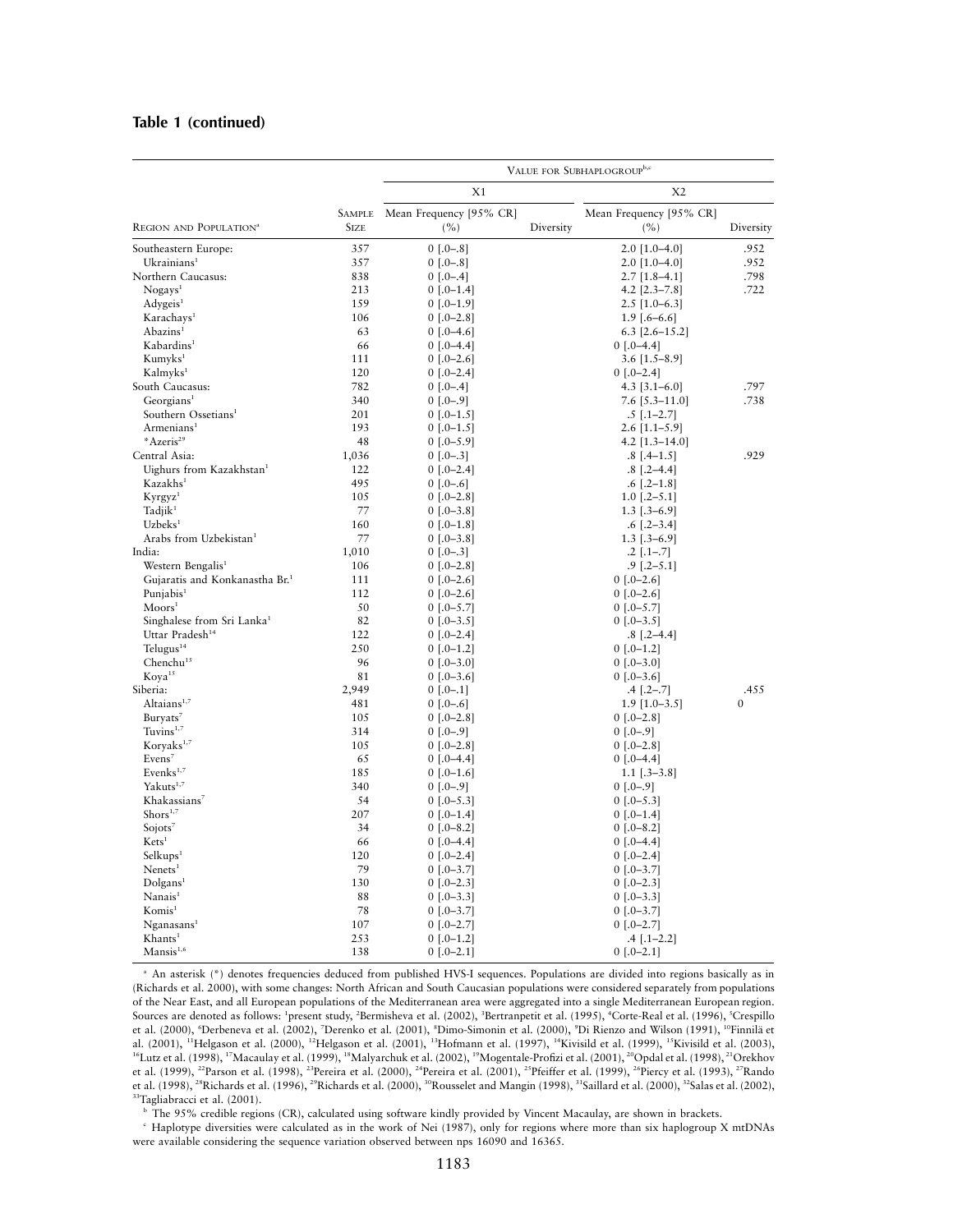## Table 1 (continued)

| Region and Population[a] | Sample Size | X1 Mean Frequency [95% CR] (%) | X1 Diversity | X2 Mean Frequency [95% CR] (%) | X2 Diversity |
|---|---|---|---|---|---|
| | | Value for Subhaplogroup[b,c] | | | |
| Southeastern Europe: | 357 | 0 [.0–.8] | | 2.0 [1.0–4.0] | .952 |
| Ukrainians[1] | 357 | 0 [.0–.8] | | 2.0 [1.0–4.0] | .952 |
| Northern Caucasus: | 838 | 0 [.0–.4] | | 2.7 [1.8–4.1] | .798 |
| Nogays[1] | 213 | 0 [.0–1.4] | | 4.2 [2.3–7.8] | .722 |
| Adygeis[1] | 159 | 0 [.0–1.9] | | 2.5 [1.0–6.3] | |
| Karachays[1] | 106 | 0 [.0–2.8] | | 1.9 [.6–6.6] | |
| Abazins[1] | 63 | 0 [.0–4.6] | | 6.3 [2.6–15.2] | |
| Kabardins[1] | 66 | 0 [.0–4.4] | | 0 [.0–4.4] | |
| Kumyks[1] | 111 | 0 [.0–2.6] | | 3.6 [1.5–8.9] | |
| Kalmyks[1] | 120 | 0 [.0–2.4] | | 0 [.0–2.4] | |
| South Caucasus: | 782 | 0 [.0–.4] | | 4.3 [3.1–6.0] | .797 |
| Georgians[1] | 340 | 0 [.0–.9] | | 7.6 [5.3–11.0] | .738 |
| Southern Ossetians[1] | 201 | 0 [.0–1.5] | | .5 [.1–2.7] | |
| Armenians[1] | 193 | 0 [.0–1.5] | | 2.6 [1.1–5.9] | |
| *Azeris[29] | 48 | 0 [.0–5.9] | | 4.2 [1.3–14.0] | |
| Central Asia: | 1,036 | 0 [.0–.3] | | .8 [.4–1.5] | .929 |
| Uighurs from Kazakhstan[1] | 122 | 0 [.0–2.4] | | .8 [.2–4.4] | |
| Kazakhs[1] | 495 | 0 [.0–.6] | | .6 [.2–1.8] | |
| Kyrgyz[1] | 105 | 0 [.0–2.8] | | 1.0 [.2–5.1] | |
| Tadjik[1] | 77 | 0 [.0–3.8] | | 1.3 [.3–6.9] | |
| Uzbeks[1] | 160 | 0 [.0–1.8] | | .6 [.2–3.4] | |
| Arabs from Uzbekistan[1] | 77 | 0 [.0–3.8] | | 1.3 [.3–6.9] | |
| India: | 1,010 | 0 [.0–.3] | | .2 [.1–.7] | |
| Western Bengalis[1] | 106 | 0 [.0–2.8] | | .9 [.2–5.1] | |
| Gujaratis and Konkanastha Br.[1] | 111 | 0 [.0–2.6] | | 0 [.0–2.6] | |
| Punjabis[1] | 112 | 0 [.0–2.6] | | 0 [.0–2.6] | |
| Moors[1] | 50 | 0 [.0–5.7] | | 0 [.0–5.7] | |
| Singhalese from Sri Lanka[1] | 82 | 0 [.0–3.5] | | 0 [.0–3.5] | |
| Uttar Pradesh[14] | 122 | 0 [.0–2.4] | | .8 [.2–4.4] | |
| Telugus[14] | 250 | 0 [.0–1.2] | | 0 [.0–1.2] | |
| Chenchu[15] | 96 | 0 [.0–3.0] | | 0 [.0–3.0] | |
| Koya[15] | 81 | 0 [.0–3.6] | | 0 [.0–3.6] | |
| Siberia: | 2,949 | 0 [.0–.1] | | .4 [.2–.7] | .455 |
| Altaians[1,7] | 481 | 0 [.0–.6] | | 1.9 [1.0–3.5] | 0 |
| Buryats[7] | 105 | 0 [.0–2.8] | | 0 [.0–2.8] | |
| Tuvins[1,7] | 314 | 0 [.0–.9] | | 0 [.0–.9] | |
| Koryaks[1,7] | 105 | 0 [.0–2.8] | | 0 [.0–2.8] | |
| Evens[7] | 65 | 0 [.0–4.4] | | 0 [.0–4.4] | |
| Evenks[1,7] | 185 | 0 [.0–1.6] | | 1.1 [.3–3.8] | |
| Yakuts[1,7] | 340 | 0 [.0–.9] | | 0 [.0–.9] | |
| Khakassians[7] | 54 | 0 [.0–5.3] | | 0 [.0–5.3] | |
| Shors[1,7] | 207 | 0 [.0–1.4] | | 0 [.0–1.4] | |
| Sojots[7] | 34 | 0 [.0–8.2] | | 0 [.0–8.2] | |
| Kets[1] | 66 | 0 [.0–4.4] | | 0 [.0–4.4] | |
| Selkups[1] | 120 | 0 [.0–2.4] | | 0 [.0–2.4] | |
| Nenets[1] | 79 | 0 [.0–3.7] | | 0 [.0–3.7] | |
| Dolgans[1] | 130 | 0 [.0–2.3] | | 0 [.0–2.3] | |
| Nanais[1] | 88 | 0 [.0–3.3] | | 0 [.0–3.3] | |
| Komis[1] | 78 | 0 [.0–3.7] | | 0 [.0–3.7] | |
| Nganasans[1] | 107 | 0 [.0–2.7] | | 0 [.0–2.7] | |
| Khants[1] | 253 | 0 [.0–1.2] | | .4 [.1–2.2] | |
| Mansis[1,6] | 138 | 0 [.0–2.1] | | 0 [.0–2.1] | |

[a] An asterisk (*) denotes frequencies deduced from published HVS-I sequences. Populations are divided into regions basically as in (Richards et al. 2000), with some changes: North African and South Caucasian populations were considered separately from populations of the Near East, and all European populations of the Mediterranean area were aggregated into a single Mediterranean European region. Sources are denoted as follows: [1]present study, [2]Bermisheva et al. (2002), [3]Bertranpetit et al. (1995), [4]Corte-Real et al. (1996), [5]Crespillo et al. (2000), [6]Derbeneva et al. (2002), [7]Derenko et al. (2001), [8]Dimo-Simonin et al. (2000), [9]Di Rienzo and Wilson (1991), [10]Finnilä et al. (2001), [11]Helgason et al. (2000), [12]Helgason et al. (2001), [13]Hofmann et al. (1997), [14]Kivisild et al. (1999), [15]Kivisild et al. (2003), [16]Lutz et al. (1998), [17]Macaulay et al. (1999), [18]Malyarchuk et al. (2002), [19]Mogentale-Profizi et al. (2001), [20]Opdal et al. (1998), [21]Orekhov et al. (1999), [22]Parson et al. (1998), [23]Pereira et al. (2000), [24]Pereira et al. (2001), [25]Pfeiffer et al. (1999), [26]Piercy et al. (1993), [27]Rando et al. (1998), [28]Richards et al. (1996), [29]Richards et al. (2000), [30]Rousselet and Mangin (1998), [31]Saillard et al. (2000), [32]Salas et al. (2002), [33]Tagliabracci et al. (2001).

[b] The 95% credible regions (CR), calculated using software kindly provided by Vincent Macaulay, are shown in brackets.

[c] Haplotype diversities were calculated as in the work of Nei (1987), only for regions where more than six haplogroup X mtDNAs were available considering the sequence variation observed between nps 16090 and 16365.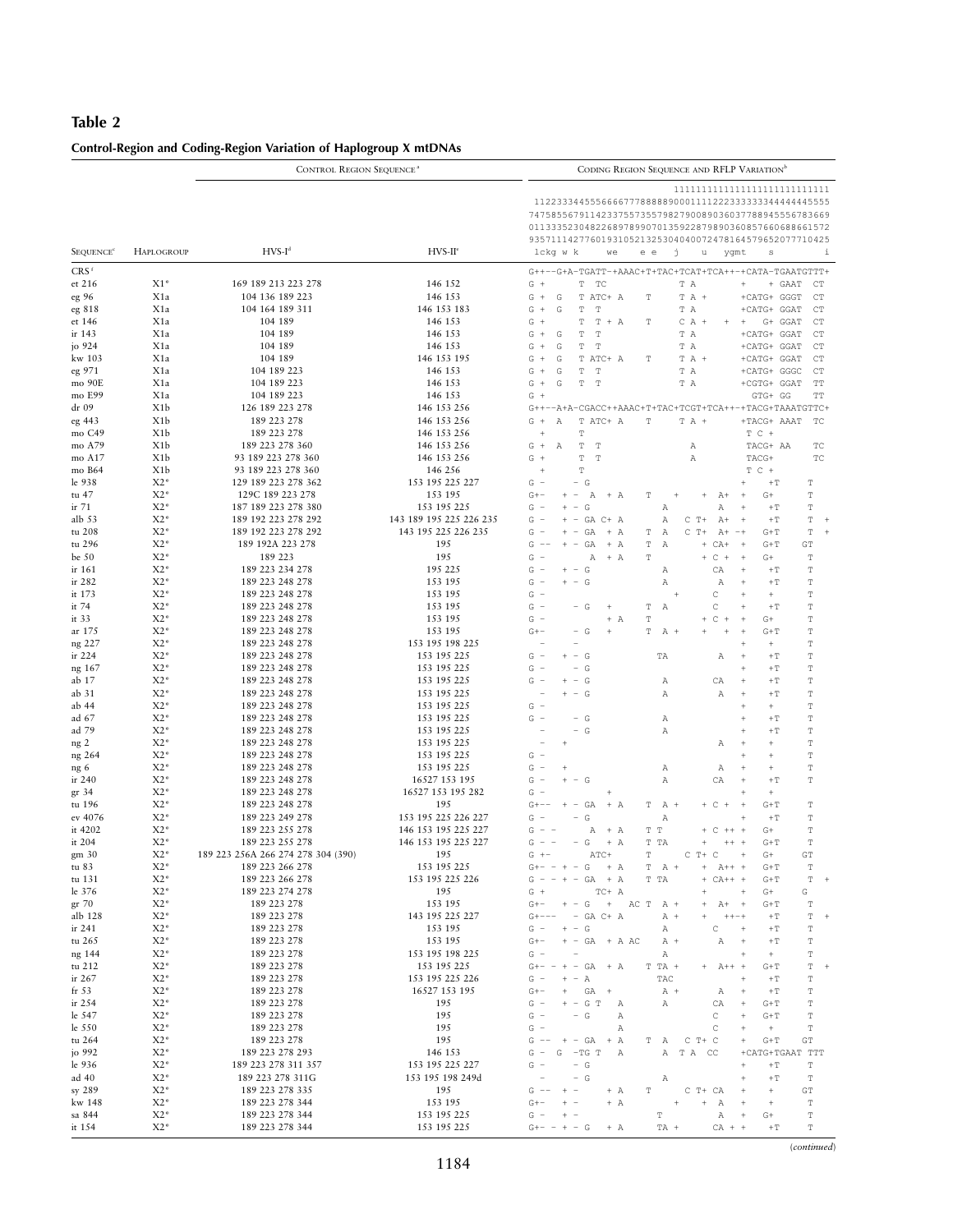## Table 2

### Control-Region and Coding-Region Variation of Haplogroup X mtDNAs

| Sequence[c] | Haplogroup | Control Region Sequence[a] HVS-I[d] | HVS-II[e] | Coding Region Sequence and RFLP Variation[b] |
|---|---|---|---|---|
| | | | | `                                  1111111111111111111111111111` |
| | | | | `1122333445556666677788888900011112222333333344444445555` |
| | | | | `7475855679114233755735579827900890360377889455556783669` |
| | | | | `0113335230482268978990701359228798903608576606886661572` |
| | | | | `9357111427760193105213253040400724781645796520777104 25` |
| | | | | `lckg w k          we      e e    j      u     ygmt       s           i` |
| CRS[f] | | | | `G++--G+A-TGATT-+AAAC+T+TAC+TCAT+TCA++-+CATA-TGAATGTTT+` |
| et 216 | X1* | 169 189 213 223 278 | 146 152 | `G +        T  TC              T A         +    + GAAT  CT` |
| eg 96 | X1a | 104 136 189 223 | 146 153 | `G +  G     T ATC+ A     T      T A +      +CATG+ GGGT  CT` |
| eg 818 | X1a | 104 164 189 311 | 146 153 183 | `G +  G     T  T                T A        +CATG+ GGAT  CT` |
| et 146 | X1a | 104 189 | 146 153 | `G +        T  T + A     T      C A +    +  +  G+ GGAT  CT` |
| ir 143 | X1a | 104 189 | 146 153 | `G +  G     T  T                T A        +CATG+ GGAT  CT` |
| jo 924 | X1a | 104 189 | 146 153 | `G +  G     T  T                T A        +CATG+ GGAT  CT` |
| kw 103 | X1a | 104 189 | 146 153 195 | `G +  G     T ATC+ A     T      T A +      +CATG+ GGAT  CT` |
| eg 971 | X1a | 104 189 223 | 146 153 | `G +  G     T  T                T A        +CATG+ GGGC  CT` |
| mo 90E | X1a | 104 189 223 | 146 153 | `G +  G     T  T                T A        +CGTG+ GGAT  TT` |
| mo E99 | X1a | 104 189 223 | 146 153 | `G +                                         GTG+ GG    TT` |
| dr 09 | X1b | 126 189 223 278 | 146 153 256 | `G++--A+A-CGACC++AAAC+T+TAC+TCGT+TCA++-+TACG+TAAATGTTC+` |
| eg 443 | X1b | 189 223 278 | 146 153 256 | `G +  A     T ATC+ A     T      T A +      +TACG+ AAAT  TC` |
| mo C49 | X1b | 189 223 278 | 146 153 256 | `  +        T                                T C +` |
| mo A79 | X1b | 189 223 278 360 | 146 153 256 | `G +  A     T  T                  A          TACG+ AA    TC` |
| mo A17 | X1b | 93 189 223 278 360 | 146 153 256 | `G +        T  T                  A          TACG+       TC` |
| mo B64 | X1b | 93 189 223 278 360 | 146 256 | `  +        T                                T C +` |
| le 938 | X2* | 129 189 223 278 362 | 153 195 225 227 | `G -      - G                                +    +T      T` |
| tu 47 | X2* | 129C 189 223 278 | 153 195 | `G+-    + -  A  + A     T    +      +  A+  +    G+      T` |
| ir 71 | X2* | 187 189 223 278 380 | 153 195 225 | `G -    + - G              A           A   +    +T      T` |
| alb 53 | X2* | 189 192 223 278 292 | 143 189 195 225 226 235 | `G -    + - GA C+ A       A    C T+  A+  +    +T      T  +` |
| tu 208 | X2* | 189 192 223 278 292 | 143 195 225 226 235 | `G -    + - GA  + A    T  A    C T+  A+ -+    G+T     T  +` |
| tu 296 | X2* | 189 192A 223 278 | 195 | `G --   + - GA  + A    T  A       + CA+  +    G+T     GT` |
| be 50 | X2* | 189 223 | 195 | `G -         A  + A    T          + C +  +    G+      T` |
| ir 161 | X2* | 189 223 234 278 | 195 225 | `G -    + - G              A          CA   +    +T      T` |
| ir 282 | X2* | 189 223 248 278 | 153 195 | `G -    + - G              A           A   +    +T      T` |
| it 173 | X2* | 189 223 248 278 | 153 195 | `G -                         +         C   +    +       T` |
| it 74 | X2* | 189 223 248 278 | 153 195 | `G -      - G    +      T  A           C   +    +T      T` |
| it 33 | X2* | 189 223 248 278 | 153 195 | `G -            + A     T          + C +  +    G+      T` |
| ar 175 | X2* | 189 223 248 278 | 153 195 | `G+-      - G    +      T  A +     +   +  +    G+T     T` |
| ng 227 | X2* | 189 223 248 278 | 153 195 198 225 | `  -      -                                  +    +       T` |
| ir 224 | X2* | 189 223 248 278 | 153 195 225 | `G -    + - G             TA           A   +    +T      T` |
| ng 167 | X2* | 189 223 248 278 | 153 195 225 | `G -      - G                              +    +T      T` |
| ab 17 | X2* | 189 223 248 278 | 153 195 225 | `G -    + - G              A          CA   +    +T      T` |
| ab 31 | X2* | 189 223 248 278 | 153 195 225 | `  -    + - G              A           A   +    +T      T` |
| ab 44 | X2* | 189 223 248 278 | 153 195 225 | `G -                                       +    +       T` |
| ad 67 | X2* | 189 223 248 278 | 153 195 225 | `G -      - G              A               +    +T      T` |
| ad 79 | X2* | 189 223 248 278 | 153 195 225 | `  -      - G              A               +    +T      T` |
| ng 2 | X2* | 189 223 248 278 | 153 195 225 | `  -    +                              A   +    +       T` |
| ng 264 | X2* | 189 223 248 278 | 153 195 225 | `G -                                       +    +       T` |
| ng 6 | X2* | 189 223 248 278 | 153 195 225 | `G -    +                  A           A   +    +       T` |
| ir 240 | X2* | 189 223 248 278 | 16527 153 195 | `G -    + - G              A          CA   +    +T      T` |
| gr 34 | X2* | 189 223 248 278 | 16527 153 195 282 | `G -             +                         +    +` |
| tu 196 | X2* | 189 223 248 278 | 195 | `G+--   + - GA  + A     T  A +     + C +  +    G+T     T` |
| ev 4076 | X2* | 189 223 249 278 | 153 195 225 226 227 | `G -      - G              A               +    +T      T` |
| it 4202 | X2* | 189 223 255 278 | 146 153 195 225 227 | `G - -       A  + A     T T        + C ++ +    G+      T` |
| it 204 | X2* | 189 223 255 278 | 146 153 195 225 227 | `G - -    - G   + A     T TA       +   ++ +    G+T     T` |
| gm 30 | X2* | 189 223 256A 266 274 278 304 (390) | 195 | `G +-        ATC+       T       C T+ C     +    G+      GT` |
| tu 83 | X2* | 189 223 266 278 | 153 195 225 | `G+- - + - G    + A     T  A +     + A++ +    G+T     T` |
| tu 131 | X2* | 189 223 266 278 | 153 195 226 | `G - - + - GA  + A      T TA       + CA++ +    G+T     T  +` |
| le 376 | X2* | 189 223 274 278 | 195 | `G +          TC+ A                +       +    G+      G` |
| gr 70 | X2* | 189 223 278 | 153 195 | `G+-    + - G    +     AC T  A +     +  A+  +    G+T     T` |
| alb 128 | X2* | 189 223 278 | 143 195 225 227 | `G+---    - GA C+ A        A +     +   ++-+    +T      T  +` |
| ir 241 | X2* | 189 223 278 | 153 195 | `G -    + - G              A          C    +    +T      T` |
| tu 265 | X2* | 189 223 278 | 153 195 | `G+-    + - GA   + A AC     A +        A   +    +T      T` |
| ng 144 | X2* | 189 223 278 | 153 195 198 225 | `G -      -                A               +    +       T` |
| tu 212 | X2* | 189 223 278 | 153 195 225 | `G+- - + - GA   + A     T TA +     +  A++ +    G+T     T  +` |
| ir 267 | X2* | 189 223 278 | 153 195 225 226 | `G -    + - A             TAC              +    +T      T` |
| fr 53 | X2* | 189 223 278 | 16527 153 195 | `G+-    +   GA  +           A +         A   +    +T      T` |
| ir 254 | X2* | 189 223 278 | 195 | `G -    + - G T    A       A          CA   +    G+T     T` |
| le 547 | X2* | 189 223 278 | 195 | `G -      - G      A                  C    +    G+T     T` |
| le 550 | X2* | 189 223 278 | 195 | `G -               A                  C    +    +       T` |
| tu 264 | X2* | 189 223 278 | 195 | `G --   + - GA  + A     T  A    C T+ C     +    G+T     GT` |
| jo 992 | X2* | 189 223 278 293 | 146 153 | `G -  G  -TG T     A       A  T A  CC      +CATG+TGAAT TTT` |
| le 936 | X2* | 189 223 278 311 357 | 153 195 225 227 | `G -      - G                              +    +T      T` |
| ad 40 | X2* | 189 223 278 311G | 153 195 198 249d | `  -      - G              A               +    +T      T` |
| sy 289 | X2* | 189 223 278 335 | 195 | `G --   + -       + A     T       C T+ CA  +    +       GT` |
| kw 148 | X2* | 189 223 278 344 | 153 195 | `G+-    + -       + A        +     +  A   +    +       T` |
| sa 844 | X2* | 189 223 278 344 | 153 195 225 | `G -    + -              T             A   +    G+      T` |
| it 154 | X2* | 189 223 278 344 | 153 195 225 | `G+- - + - G      + A     TA +       CA + +    +T      T` |

(*continued*)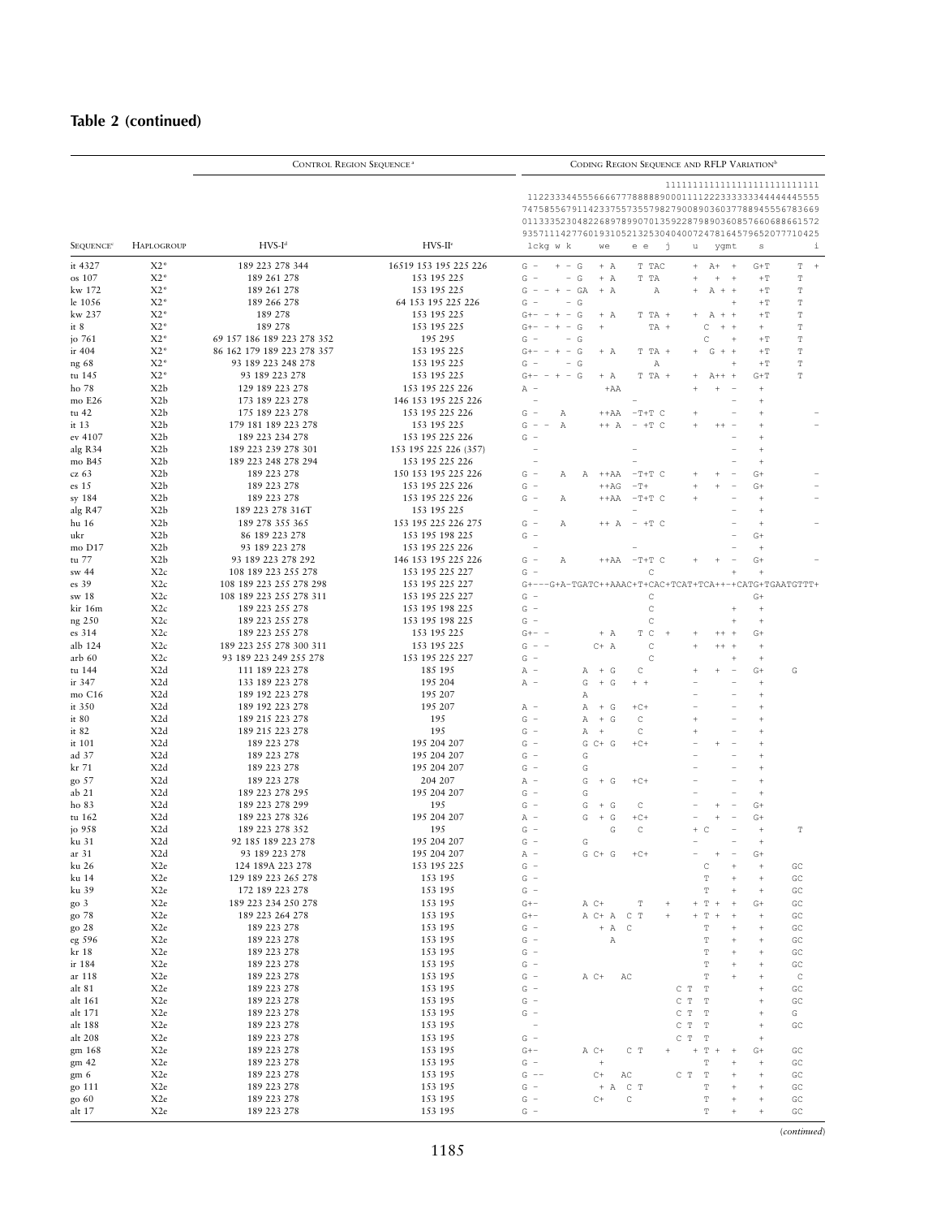## Table 2 (continued)

| | | Control Region Sequence[a] | | Coding Region Sequence and RFLP Variation[b] |
|---|---|---|---|---|
| | | | | `                              111111111111111111111111111` |
| | | | | `1122333445556666777888889000111122223333333444444445555` |
| | | | | `7475855679114233755735579827900890360377889455556783669` |
| | | | | `0113335230482268978990701359228798903608576606886615 72` |
| | | | | `9357111427760193105213253040400724781645796520777104 25` |
| Sequence[c] | Haplogroup | HVS-I[d] | HVS-II[e] | `lckg w k      we     e e   j      u    ygmt     s        i` |
| it 4327 | X2* | 189 223 278 344 | 16519 153 195 225 226 | `G –    + – G    + A     T TAC     +  A+  +    G+T     T  +` |
| os 107 | X2* | 189 261 278 | 153 195 225 | `G –      – G    + A     T TA      +   +  +     +T      T` |
| kw 172 | X2* | 189 261 278 | 153 195 225 | `G – – + – GA    + A       A       +  A + +     +T      T` |
| le 1056 | X2* | 189 266 278 | 64 153 195 225 226 | `G –      – G                            +     +T      T` |
| kw 237 | X2* | 189 278 | 153 195 225 | `G+– – + – G    + A     T TA +    +  A + +     +T      T` |
| it 8 | X2* | 189 278 | 153 195 225 | `G+– – + – G    +         TA +       C  + +     +       T` |
| jo 761 | X2* | 69 157 186 189 223 278 352 | 195 295 | `G –      – G                       C     +     +T      T` |
| ir 404 | X2* | 86 162 179 189 223 278 357 | 153 195 225 | `G+– – + – G    + A     T TA +    +  G + +     +T      T` |
| ng 68 | X2* | 93 189 223 248 278 | 153 195 225 | `G –      – G              A                +     +T      T` |
| tu 145 | X2* | 93 189 223 278 | 153 195 225 | `G+– – + – G    + A     T TA +    +  A++ +    G+T     T` |
| ho 78 | X2b | 129 189 223 278 | 153 195 225 226 | `A –             +AA               +   +  –     +` |
| mo E26 | X2b | 173 189 223 278 | 146 153 195 225 226 | `  –                    –                   –     +` |
| tu 42 | X2b | 175 189 223 278 | 153 195 225 226 | `G –    A        ++AA   –T+T C     +        –     +          –` |
| it 13 | X2b | 179 181 189 223 278 | 153 195 225 | `G – –  A        ++ A   – +T C     +    ++ –     +          –` |
| ev 4107 | X2b | 189 223 234 278 | 153 195 225 226 | `G –                                        –     +` |
| alg R34 | X2b | 189 223 239 278 301 | 153 195 225 226 (357) | `  –                    –                   –     +` |
| mo B45 | X2b | 189 223 248 278 294 | 153 195 225 226 | `  –                    –                   –     +` |
| cz 63 | X2b | 189 223 278 | 150 153 195 225 226 | `G –    A    A  ++AA   –T+T C     +    +  –    G+          –` |
| es 15 | X2b | 189 223 278 | 153 195 225 226 | `G –             ++AG   –T+        +    +  –    G+          –` |
| sy 184 | X2b | 189 223 278 | 153 195 225 226 | `G –    A        ++AA   –T+T C     +        –     +          –` |
| alg R47 | X2b | 189 223 278 316T | 153 195 225 | `  –                    –                   –     +` |
| hu 16 | X2b | 189 278 355 365 | 153 195 225 226 275 | `G –    A        ++ A   – +T C              –     +          –` |
| ukr | X2b | 86 189 223 278 | 153 195 198 225 | `G –                                        –    G+` |
| mo D17 | X2b | 93 189 223 278 | 153 195 225 226 | `  –                    –                   –     +` |
| tu 77 | X2b | 93 189 223 278 292 | 146 153 195 225 226 | `G –    A        ++AA   –T+T C     +    +  –    G+          –` |
| sw 44 | X2c | 108 189 223 255 278 | 153 195 225 227 | `G –                        C               +     +` |
| es 39 | X2c | 108 189 223 255 278 298 | 153 195 225 227 | `G+–––G+A–TGATC++AAAC+T+CAC+TCAT+TCA++–+CATG+TGAATGTTT+` |
| sw 18 | X2c | 108 189 223 255 278 311 | 153 195 225 227 | `G –                        C                    G+` |
| kir 16m | X2c | 189 223 255 278 | 153 195 198 225 | `G –                        C               +     +` |
| ng 250 | X2c | 189 223 255 278 | 153 195 198 225 | `G –                        C               +     +` |
| es 314 | X2c | 189 223 255 278 | 153 195 225 | `G+– –           + A       T C  +    +    ++ +    G+` |
| alb 124 | X2c | 189 223 255 278 300 311 | 153 195 225 | `G – –          C+ A        C        +    ++ +     +` |
| arb 60 | X2c | 93 189 223 249 255 278 | 153 195 225 227 | `G –                        C               +     +` |
| tu 144 | X2d | 111 189 223 278 | 185 195 | `A –           A  + G    C          +    +  –    G+     G` |
| ir 347 | X2d | 133 189 223 278 | 195 204 | `A –           G  + G    + +        –        –     +` |
| mo C16 | X2d | 189 192 223 278 | 195 207 | `              A                    –        –     +` |
| it 350 | X2d | 189 192 223 278 | 195 207 | `A –           A  + G    +C+        –        –     +` |
| it 80 | X2d | 189 215 223 278 | 195 | `G –           A  + G    C          +        –     +` |
| it 82 | X2d | 189 215 223 278 | 195 | `G –           A  +      C          +        –     +` |
| it 101 | X2d | 189 223 278 | 195 204 207 | `G –           G C+ G    +C+        –    +   –     +` |
| ad 37 | X2d | 189 223 278 | 195 204 207 | `G –           G                    –        –     +` |
| kr 71 | X2d | 189 223 278 | 195 204 207 | `G –           G                    –        –     +` |
| go 57 | X2d | 189 223 278 | 204 207 | `A –           G  + G    +C+        –        –     +` |
| ab 21 | X2d | 189 223 278 295 | 195 204 207 | `G –           G                    –        –     +` |
| ho 83 | X2d | 189 223 278 299 | 195 | `G –           G  + G    C          –    +   –    G+` |
| tu 162 | X2d | 189 223 278 326 | 195 204 207 | `A –           G  + G    +C+        –    +   –    G+` |
| jo 958 | X2d | 189 223 278 352 | 195 | `G –              G     C          + C      –     +      T` |
| ku 31 | X2d | 92 185 189 223 278 | 195 204 207 | `G –           G                    –        –     +` |
| ar 31 | X2d | 93 189 223 278 | 195 204 207 | `A –           G C+ G    +C+        –    +   –    G+` |
| ku 26 | X2e | 124 189A 223 278 | 153 195 225 | `G –                                  C    +     +     GC` |
| ku 14 | X2e | 129 189 223 265 278 | 153 195 | `G –                                  T    +     +     GC` |
| ku 39 | X2e | 172 189 223 278 | 153 195 | `G –                                  T    +     +     GC` |
| go 3 | X2e | 189 223 234 250 278 | 153 195 | `G+–           A C+        T     +    + T +  +    G+     GC` |
| go 78 | X2e | 189 223 264 278 | 153 195 | `G+–           A C+ A  C T     +    + T +  +     +     GC` |
| go 28 | X2e | 189 223 278 | 153 195 | `G –             + A  C               T    +     +     GC` |
| eg 596 | X2e | 189 223 278 | 153 195 | `G –              A                   T    +     +     GC` |
| kr 18 | X2e | 189 223 278 | 153 195 | `G –                                  T    +     +     GC` |
| ir 184 | X2e | 189 223 278 | 153 195 | `G –                                  T    +     +     GC` |
| ar 118 | X2e | 189 223 278 | 153 195 | `G –           A C+    AC             T    +     +      C` |
| alt 81 | X2e | 189 223 278 | 153 195 | `G –                             C T  T          +     GC` |
| alt 161 | X2e | 189 223 278 | 153 195 | `G –                             C T  T          +     GC` |
| alt 171 | X2e | 189 223 278 | 153 195 | `G –                             C T  T          +     G` |
| alt 188 | X2e | 189 223 278 | 153 195 | `  –                             C T  T          +     GC` |
| alt 208 | X2e | 189 223 278 | 153 195 | `G –                             C T  T          +` |
| gm 168 | X2e | 189 223 278 | 153 195 | `G+–           A C+    C T     +    + T +  +    G+     GC` |
| gm 42 | X2e | 189 223 278 | 153 195 | `G –             +                    T    +     +     GC` |
| gm 6 | X2e | 189 223 278 | 153 195 | `G ––            C+    AC        C T  T    +     +     GC` |
| go 111 | X2e | 189 223 278 | 153 195 | `G –             + A  C T             T    +     +     GC` |
| go 60 | X2e | 189 223 278 | 153 195 | `G –             C+    C              T    +     +     GC` |
| alt 17 | X2e | 189 223 278 | 153 195 | `G –                                  T    +     +     GC` |

(continued)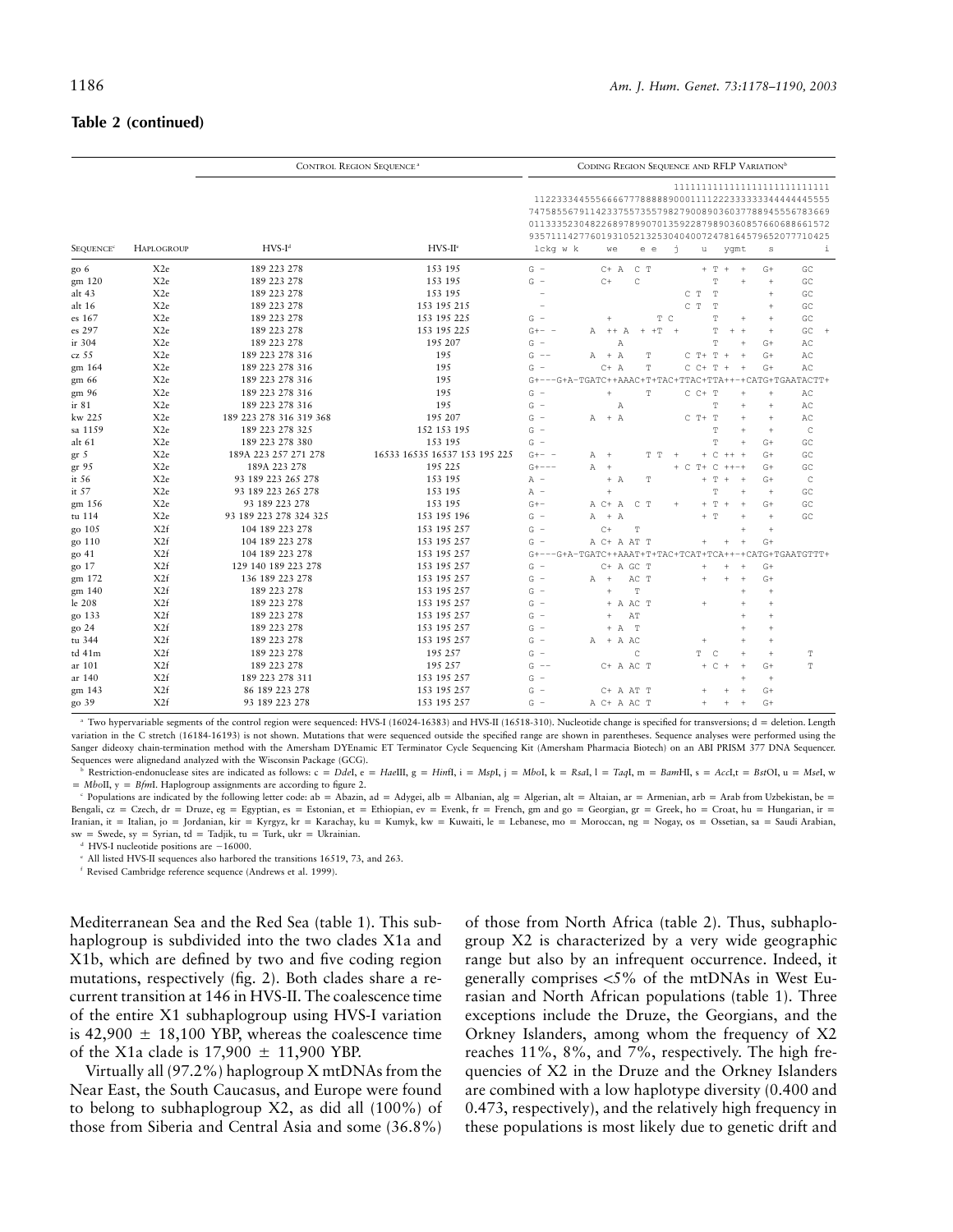**Table 2 (continued)**

| SEQUENCE[c] | HAPLOGROUP | CONTROL REGION SEQUENCE[a] HVS-I[d] | HVS-II[e] | CODING REGION SEQUENCE AND RFLP VARIATION[b] |
|---|---|---|---|---|
| go 6 | X2e | 189 223 278 | 153 195 | G – C+ A C T + T + + G+ GC |
| gm 120 | X2e | 189 223 278 | 153 195 | G – C+ C T + + GC |
| alt 43 | X2e | 189 223 278 | 153 195 | – C T T + GC |
| alt 16 | X2e | 189 223 278 | 153 195 215 | – C T T + GC |
| es 167 | X2e | 189 223 278 | 153 195 225 | G – + T C T + + GC |
| es 297 | X2e | 189 223 278 | 153 195 225 | G+– – A ++ A + +T + T + + + GC + |
| ir 304 | X2e | 189 223 278 | 195 207 | G – A T + G+ AC |
| cz 55 | X2e | 189 223 278 316 | 195 | G –– A + A T C T+ T + + G+ AC |
| gm 164 | X2e | 189 223 278 316 | 195 | G – C+ A T C C+ T + + G+ AC |
| gm 66 | X2e | 189 223 278 316 | 195 | G+–––G+A–TGATC++AAAC+T+TAC+TTAC+TTA++–+CATG+TGAATACTT+ |
| gm 96 | X2e | 189 223 278 316 | 195 | G – + T C C+ T + G+ AC |
| ir 81 | X2e | 189 223 278 316 | 195 | G – A T + + AC |
| kw 225 | X2e | 189 223 278 316 319 368 | 195 207 | G – A + A C T+ T + + AC |
| sa 1159 | X2e | 189 223 278 325 | 152 153 195 | G – T + + C |
| alt 61 | X2e | 189 223 278 380 | 153 195 | G – T + G+ GC |
| gr 5 | X2e | 189A 223 257 271 278 | 16533 16535 16537 153 195 225 | G+– – A + T T + + C ++ + G+ GC |
| gr 95 | X2e | 189A 223 278 | 195 225 | G+––– A + + C T+ C ++–+ G+ GC |
| it 56 | X2e | 93 189 223 265 278 | 153 195 | A – + A T + T + + G+ C |
| it 57 | X2e | 93 189 223 265 278 | 153 195 | A – + T + + GC |
| gm 156 | X2e | 93 189 223 278 | 153 195 | G+– A C+ A C T + + T + + G+ GC |
| tu 114 | X2e | 93 189 223 278 324 325 | 153 195 196 | G – A + A + T + + GC |
| go 105 | X2f | 104 189 223 278 | 153 195 257 | G – C+ T + + |
| go 110 | X2f | 104 189 223 278 | 153 195 257 | G – A C+ A AT T + + + G+ |
| go 41 | X2f | 104 189 223 278 | 153 195 257 | G+–––G+A–TGATC++AAAT+T+TAC+TCAT+TCA+–+CATG+TGAATGTTT+ |
| go 17 | X2f | 129 140 189 223 278 | 153 195 257 | G – C+ A GC T + + + G+ |
| gm 172 | X2f | 136 189 223 278 | 153 195 257 | G – A + AC T + + + G+ |
| gm 140 | X2f | 189 223 278 | 153 195 257 | G – + T + + |
| le 208 | X2f | 189 223 278 | 153 195 257 | G – + A AC T + + + |
| go 133 | X2f | 189 223 278 | 153 195 257 | G – + AT + + |
| go 24 | X2f | 189 223 278 | 153 195 257 | G – + A T + + |
| tu 344 | X2f | 189 223 278 | 153 195 257 | G – A + A AC + + + |
| td 41m | X2f | 189 223 278 | 195 257 | G – C T C + + T |
| ar 101 | X2f | 189 223 278 | 195 257 | G –– C+ A AC T + C + + G+ T |
| ar 140 | X2f | 189 223 278 311 | 153 195 257 | G – + + |
| gm 143 | X2f | 86 189 223 278 | 153 195 257 | G – C+ A AT T + + + G+ |
| go 39 | X2f | 93 189 223 278 | 153 195 257 | G – A C+ A AC T + + + G+ |

[a] Two hypervariable segments of the control region were sequenced: HVS-I (16024-16383) and HVS-II (16518-310). Nucleotide change is specified for transversions; d = deletion. Length variation in the C stretch (16184-16193) is not shown. Mutations that were sequenced outside the specified range are shown in parentheses. Sequence analyses were performed using the Sanger dideoxy chain-termination method with the Amersham DYEnamic ET Terminator Cycle Sequencing Kit (Amersham Pharmacia Biotech) on an ABI PRISM 377 DNA Sequencer. Sequences were alignedand analyzed with the Wisconsin Package (GCG).

[b] Restriction-endonuclease sites are indicated as follows: c = *Dde*I, e = *Hae*III, g = *Hin*fI, i = *Msp*I, j = *Mbo*I, k = *Rsa*I, l = *Taq*I, m = *Bam*HI, s = *Acc*I, t = *Bst*OI, u = *Mse*I, w = *Mbo*II, y = *Bfm*I. Haplogroup assignments are according to figure 2.

[c] Populations are indicated by the following letter code: ab = Abazin, ad = Adygei, alb = Albanian, alg = Algerian, alt = Altaian, ar = Armenian, arb = Arab from Uzbekistan, be = Bengali, cz = Czech, dr = Druze, eg = Egyptian, es = Estonian, et = Ethiopian, ev = Evenk, fr = French, gm and go = Georgian, gr = Greek, ho = Croat, hu = Hungarian, ir = Iranian, it = Italian, jo = Jordanian, kir = Kyrgyz, kr = Karachay, ku = Kumyk, kw = Kuwaiti, le = Lebanese, mo = Moroccan, ng = Nogay, os = Ossetian, sa = Saudi Arabian, sw = Swede, sy = Syrian, td = Tadjik, tu = Turk, ukr = Ukrainian.

[d] HVS-I nucleotide positions are −16000.

[e] All listed HVS-II sequences also harbored the transitions 16519, 73, and 263.

[f] Revised Cambridge reference sequence (Andrews et al. 1999).

Mediterranean Sea and the Red Sea (table 1). This subhaplogroup is subdivided into the two clades X1a and X1b, which are defined by two and five coding region mutations, respectively (fig. 2). Both clades share a recurrent transition at 146 in HVS-II. The coalescence time of the entire X1 subhaplogroup using HVS-I variation is 42,900 ± 18,100 YBP, whereas the coalescence time of the X1a clade is 17,900 ± 11,900 YBP.

Virtually all (97.2%) haplogroup X mtDNAs from the Near East, the South Caucasus, and Europe were found to belong to subhaplogroup X2, as did all (100%) of those from Siberia and Central Asia and some (36.8%) of those from North Africa (table 2). Thus, subhaplogroup X2 is characterized by a very wide geographic range but also by an infrequent occurrence. Indeed, it generally comprises <5% of the mtDNAs in West Eurasian and North African populations (table 1). Three exceptions include the Druze, the Georgians, and the Orkney Islanders, among whom the frequency of X2 reaches 11%, 8%, and 7%, respectively. The high frequencies of X2 in the Druze and the Orkney Islanders are combined with a low haplotype diversity (0.400 and 0.473, respectively), and the relatively high frequency in these populations is most likely due to genetic drift and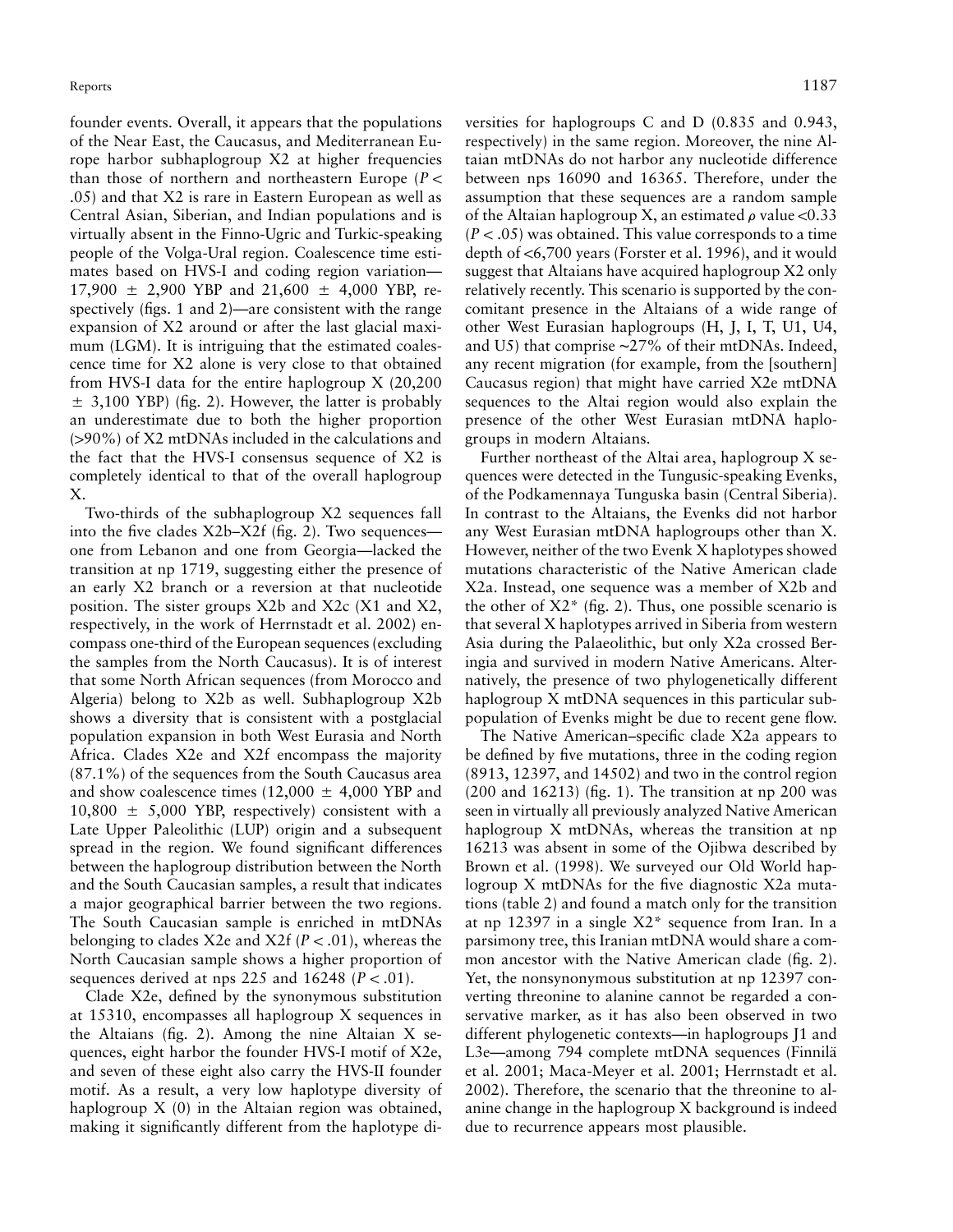founder events. Overall, it appears that the populations of the Near East, the Caucasus, and Mediterranean Europe harbor subhaplogroup X2 at higher frequencies than those of northern and northeastern Europe ($P < .05$) and that X2 is rare in Eastern European as well as Central Asian, Siberian, and Indian populations and is virtually absent in the Finno-Ugric and Turkic-speaking people of the Volga-Ural region. Coalescence time estimates based on HVS-I and coding region variation—17,900 ± 2,900 YBP and 21,600 ± 4,000 YBP, respectively (figs. 1 and 2)—are consistent with the range expansion of X2 around or after the last glacial maximum (LGM). It is intriguing that the estimated coalescence time for X2 alone is very close to that obtained from HVS-I data for the entire haplogroup X (20,200 ± 3,100 YBP) (fig. 2). However, the latter is probably an underestimate due to both the higher proportion (>90%) of X2 mtDNAs included in the calculations and the fact that the HVS-I consensus sequence of X2 is completely identical to that of the overall haplogroup X.

Two-thirds of the subhaplogroup X2 sequences fall into the five clades X2b–X2f (fig. 2). Two sequences—one from Lebanon and one from Georgia—lacked the transition at np 1719, suggesting either the presence of an early X2 branch or a reversion at that nucleotide position. The sister groups X2b and X2c (X1 and X2, respectively, in the work of Herrnstadt et al. 2002) encompass one-third of the European sequences (excluding the samples from the North Caucasus). It is of interest that some North African sequences (from Morocco and Algeria) belong to X2b as well. Subhaplogroup X2b shows a diversity that is consistent with a postglacial population expansion in both West Eurasia and North Africa. Clades X2e and X2f encompass the majority (87.1%) of the sequences from the South Caucasus area and show coalescence times (12,000 ± 4,000 YBP and 10,800 ± 5,000 YBP, respectively) consistent with a Late Upper Paleolithic (LUP) origin and a subsequent spread in the region. We found significant differences between the haplogroup distribution between the North and the South Caucasian samples, a result that indicates a major geographical barrier between the two regions. The South Caucasian sample is enriched in mtDNAs belonging to clades X2e and X2f ($P < .01$), whereas the North Caucasian sample shows a higher proportion of sequences derived at nps 225 and 16248 ($P < .01$).

Clade X2e, defined by the synonymous substitution at 15310, encompasses all haplogroup X sequences in the Altaians (fig. 2). Among the nine Altaian X sequences, eight harbor the founder HVS-I motif of X2e, and seven of these eight also carry the HVS-II founder motif. As a result, a very low haplotype diversity of haplogroup X (0) in the Altaian region was obtained, making it significantly different from the haplotype diversities for haplogroups C and D (0.835 and 0.943, respectively) in the same region. Moreover, the nine Altaian mtDNAs do not harbor any nucleotide difference between nps 16090 and 16365. Therefore, under the assumption that these sequences are a random sample of the Altaian haplogroup X, an estimated $\rho$ value <0.33 ($P < .05$) was obtained. This value corresponds to a time depth of <6,700 years (Forster et al. 1996), and it would suggest that Altaians have acquired haplogroup X2 only relatively recently. This scenario is supported by the concomitant presence in the Altaians of a wide range of other West Eurasian haplogroups (H, J, I, T, U1, U4, and U5) that comprise ~27% of their mtDNAs. Indeed, any recent migration (for example, from the [southern] Caucasus region) that might have carried X2e mtDNA sequences to the Altai region would also explain the presence of the other West Eurasian mtDNA haplogroups in modern Altaians.

Further northeast of the Altai area, haplogroup X sequences were detected in the Tungusic-speaking Evenks, of the Podkamennaya Tunguska basin (Central Siberia). In contrast to the Altaians, the Evenks did not harbor any West Eurasian mtDNA haplogroups other than X. However, neither of the two Evenk X haplotypes showed mutations characteristic of the Native American clade X2a. Instead, one sequence was a member of X2b and the other of X2* (fig. 2). Thus, one possible scenario is that several X haplotypes arrived in Siberia from western Asia during the Palaeolithic, but only X2a crossed Beringia and survived in modern Native Americans. Alternatively, the presence of two phylogenetically different haplogroup X mtDNA sequences in this particular subpopulation of Evenks might be due to recent gene flow.

The Native American–specific clade X2a appears to be defined by five mutations, three in the coding region (8913, 12397, and 14502) and two in the control region (200 and 16213) (fig. 1). The transition at np 200 was seen in virtually all previously analyzed Native American haplogroup X mtDNAs, whereas the transition at np 16213 was absent in some of the Ojibwa described by Brown et al. (1998). We surveyed our Old World haplogroup X mtDNAs for the five diagnostic X2a mutations (table 2) and found a match only for the transition at np 12397 in a single X2* sequence from Iran. In a parsimony tree, this Iranian mtDNA would share a common ancestor with the Native American clade (fig. 2). Yet, the nonsynonymous substitution at np 12397 converting threonine to alanine cannot be regarded a conservative marker, as it has also been observed in two different phylogenetic contexts—in haplogroups J1 and L3e—among 794 complete mtDNA sequences (Finnilä et al. 2001; Maca-Meyer et al. 2001; Herrnstadt et al. 2002). Therefore, the scenario that the threonine to alanine change in the haplogroup X background is indeed due to recurrence appears most plausible.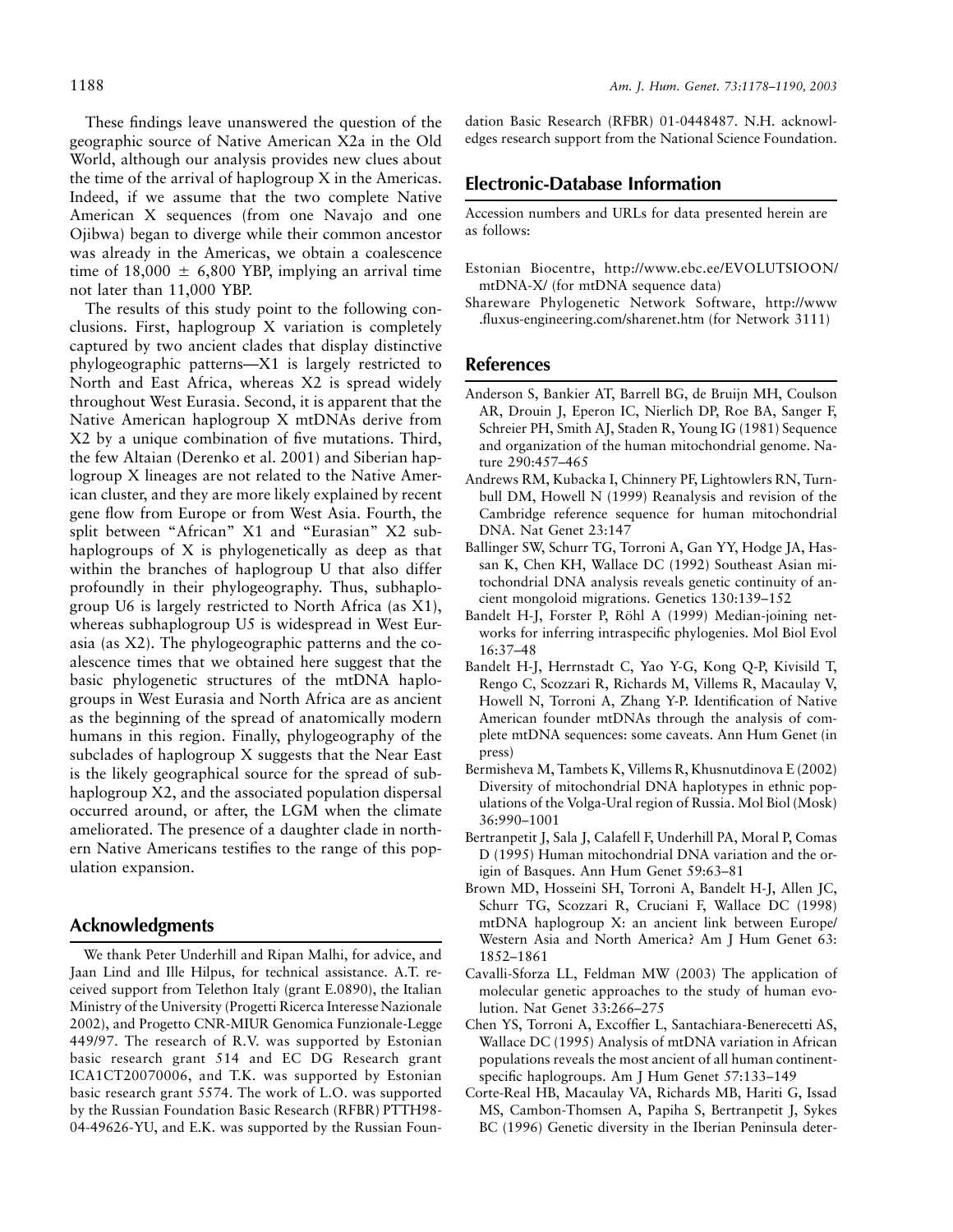These findings leave unanswered the question of the geographic source of Native American X2a in the Old World, although our analysis provides new clues about the time of the arrival of haplogroup X in the Americas. Indeed, if we assume that the two complete Native American X sequences (from one Navajo and one Ojibwa) began to diverge while their common ancestor was already in the Americas, we obtain a coalescence time of 18,000 $\pm$ 6,800 YBP, implying an arrival time not later than 11,000 YBP.

The results of this study point to the following conclusions. First, haplogroup X variation is completely captured by two ancient clades that display distinctive phylogeographic patterns—X1 is largely restricted to North and East Africa, whereas X2 is spread widely throughout West Eurasia. Second, it is apparent that the Native American haplogroup X mtDNAs derive from X2 by a unique combination of five mutations. Third, the few Altaian (Derenko et al. 2001) and Siberian haplogroup X lineages are not related to the Native American cluster, and they are more likely explained by recent gene flow from Europe or from West Asia. Fourth, the split between "African" X1 and "Eurasian" X2 subhaplogroups of X is phylogenetically as deep as that within the branches of haplogroup U that also differ profoundly in their phylogeography. Thus, subhaplogroup U6 is largely restricted to North Africa (as X1), whereas subhaplogroup U5 is widespread in West Eurasia (as X2). The phylogeographic patterns and the coalescence times that we obtained here suggest that the basic phylogenetic structures of the mtDNA haplogroups in West Eurasia and North Africa are as ancient as the beginning of the spread of anatomically modern humans in this region. Finally, phylogeography of the subclades of haplogroup X suggests that the Near East is the likely geographical source for the spread of subhaplogroup X2, and the associated population dispersal occurred around, or after, the LGM when the climate ameliorated. The presence of a daughter clade in northern Native Americans testifies to the range of this population expansion.

## Acknowledgments

We thank Peter Underhill and Ripan Malhi, for advice, and Jaan Lind and Ille Hilpus, for technical assistance. A.T. received support from Telethon Italy (grant E.0890), the Italian Ministry of the University (Progetti Ricerca Interesse Nazionale 2002), and Progetto CNR-MIUR Genomica Funzionale-Legge 449/97. The research of R.V. was supported by Estonian basic research grant 514 and EC DG Research grant ICA1CT20070006, and T.K. was supported by Estonian basic research grant 5574. The work of L.O. was supported by the Russian Foundation Basic Research (RFBR) PTTH98-04-49626-YU, and E.K. was supported by the Russian Foundation Basic Research (RFBR) 01-0448487. N.H. acknowledges research support from the National Science Foundation.

## Electronic-Database Information

Accession numbers and URLs for data presented herein are as follows:

Estonian Biocentre, http://www.ebc.ee/EVOLUTSIOON/mtDNA-X/ (for mtDNA sequence data)

Shareware Phylogenetic Network Software, http://www.fluxus-engineering.com/sharenet.htm (for Network 3111)

## References

Anderson S, Bankier AT, Barrell BG, de Bruijn MH, Coulson AR, Drouin J, Eperon IC, Nierlich DP, Roe BA, Sanger F, Schreier PH, Smith AJ, Staden R, Young IG (1981) Sequence and organization of the human mitochondrial genome. Nature 290:457–465

Andrews RM, Kubacka I, Chinnery PF, Lightowlers RN, Turnbull DM, Howell N (1999) Reanalysis and revision of the Cambridge reference sequence for human mitochondrial DNA. Nat Genet 23:147

Ballinger SW, Schurr TG, Torroni A, Gan YY, Hodge JA, Hassan K, Chen KH, Wallace DC (1992) Southeast Asian mitochondrial DNA analysis reveals genetic continuity of ancient mongoloid migrations. Genetics 130:139–152

Bandelt H-J, Forster P, Röhl A (1999) Median-joining networks for inferring intraspecific phylogenies. Mol Biol Evol 16:37–48

Bandelt H-J, Herrnstadt C, Yao Y-G, Kong Q-P, Kivisild T, Rengo C, Scozzari R, Richards M, Villems R, Macaulay V, Howell N, Torroni A, Zhang Y-P. Identification of Native American founder mtDNAs through the analysis of complete mtDNA sequences: some caveats. Ann Hum Genet (in press)

Bermisheva M, Tambets K, Villems R, Khusnutdinova E (2002) Diversity of mitochondrial DNA haplotypes in ethnic populations of the Volga-Ural region of Russia. Mol Biol (Mosk) 36:990–1001

Bertranpetit J, Sala J, Calafell F, Underhill PA, Moral P, Comas D (1995) Human mitochondrial DNA variation and the origin of Basques. Ann Hum Genet 59:63–81

Brown MD, Hosseini SH, Torroni A, Bandelt H-J, Allen JC, Schurr TG, Scozzari R, Cruciani F, Wallace DC (1998) mtDNA haplogroup X: an ancient link between Europe/Western Asia and North America? Am J Hum Genet 63:1852–1861

Cavalli-Sforza LL, Feldman MW (2003) The application of molecular genetic approaches to the study of human evolution. Nat Genet 33:266–275

Chen YS, Torroni A, Excoffier L, Santachiara-Benerecetti AS, Wallace DC (1995) Analysis of mtDNA variation in African populations reveals the most ancient of all human continent-specific haplogroups. Am J Hum Genet 57:133–149

Corte-Real HB, Macaulay VA, Richards MB, Hariti G, Issad MS, Cambon-Thomsen A, Papiha S, Bertranpetit J, Sykes BC (1996) Genetic diversity in the Iberian Peninsula deter-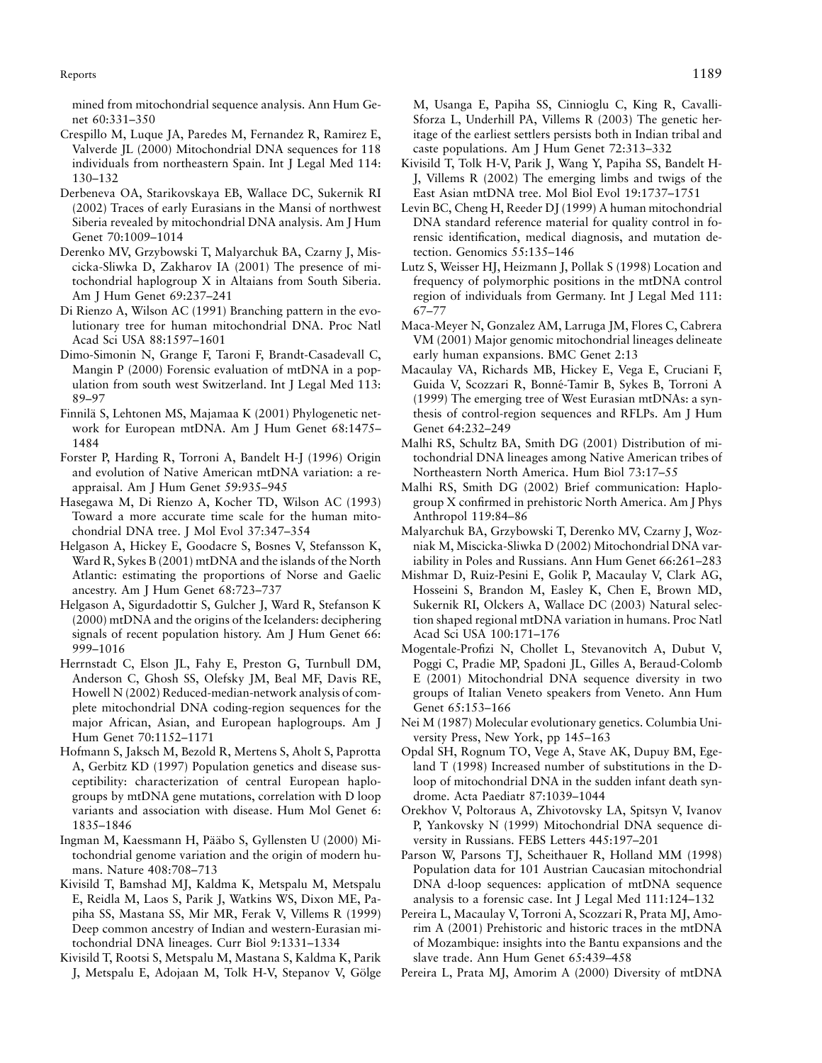mined from mitochondrial sequence analysis. Ann Hum Genet 60:331–350

Crespillo M, Luque JA, Paredes M, Fernandez R, Ramirez E, Valverde JL (2000) Mitochondrial DNA sequences for 118 individuals from northeastern Spain. Int J Legal Med 114: 130–132

Derbeneva OA, Starikovskaya EB, Wallace DC, Sukernik RI (2002) Traces of early Eurasians in the Mansi of northwest Siberia revealed by mitochondrial DNA analysis. Am J Hum Genet 70:1009–1014

Derenko MV, Grzybowski T, Malyarchuk BA, Czarny J, Miscicka-Sliwka D, Zakharov IA (2001) The presence of mitochondrial haplogroup X in Altaians from South Siberia. Am J Hum Genet 69:237–241

Di Rienzo A, Wilson AC (1991) Branching pattern in the evolutionary tree for human mitochondrial DNA. Proc Natl Acad Sci USA 88:1597–1601

Dimo-Simonin N, Grange F, Taroni F, Brandt-Casadevall C, Mangin P (2000) Forensic evaluation of mtDNA in a population from south west Switzerland. Int J Legal Med 113: 89–97

Finnilä S, Lehtonen MS, Majamaa K (2001) Phylogenetic network for European mtDNA. Am J Hum Genet 68:1475–1484

Forster P, Harding R, Torroni A, Bandelt H-J (1996) Origin and evolution of Native American mtDNA variation: a reappraisal. Am J Hum Genet 59:935–945

Hasegawa M, Di Rienzo A, Kocher TD, Wilson AC (1993) Toward a more accurate time scale for the human mitochondrial DNA tree. J Mol Evol 37:347–354

Helgason A, Hickey E, Goodacre S, Bosnes V, Stefansson K, Ward R, Sykes B (2001) mtDNA and the islands of the North Atlantic: estimating the proportions of Norse and Gaelic ancestry. Am J Hum Genet 68:723–737

Helgason A, Sigurdadottir S, Gulcher J, Ward R, Stefanson K (2000) mtDNA and the origins of the Icelanders: deciphering signals of recent population history. Am J Hum Genet 66: 999–1016

Herrnstadt C, Elson JL, Fahy E, Preston G, Turnbull DM, Anderson C, Ghosh SS, Olefsky JM, Beal MF, Davis RE, Howell N (2002) Reduced-median-network analysis of complete mitochondrial DNA coding-region sequences for the major African, Asian, and European haplogroups. Am J Hum Genet 70:1152–1171

Hofmann S, Jaksch M, Bezold R, Mertens S, Aholt S, Paprotta A, Gerbitz KD (1997) Population genetics and disease susceptibility: characterization of central European haplogroups by mtDNA gene mutations, correlation with D loop variants and association with disease. Hum Mol Genet 6: 1835–1846

Ingman M, Kaessmann H, Pääbo S, Gyllensten U (2000) Mitochondrial genome variation and the origin of modern humans. Nature 408:708–713

Kivisild T, Bamshad MJ, Kaldma K, Metspalu M, Metspalu E, Reidla M, Laos S, Parik J, Watkins WS, Dixon ME, Papiha SS, Mastana SS, Mir MR, Ferak V, Villems R (1999) Deep common ancestry of Indian and western-Eurasian mitochondrial DNA lineages. Curr Biol 9:1331–1334

Kivisild T, Rootsi S, Metspalu M, Mastana S, Kaldma K, Parik J, Metspalu E, Adojaan M, Tolk H-V, Stepanov V, Gölge M, Usanga E, Papiha SS, Cinnioglu C, King R, Cavalli-Sforza L, Underhill PA, Villems R (2003) The genetic heritage of the earliest settlers persists both in Indian tribal and caste populations. Am J Hum Genet 72:313–332

Kivisild T, Tolk H-V, Parik J, Wang Y, Papiha SS, Bandelt H-J, Villems R (2002) The emerging limbs and twigs of the East Asian mtDNA tree. Mol Biol Evol 19:1737–1751

Levin BC, Cheng H, Reeder DJ (1999) A human mitochondrial DNA standard reference material for quality control in forensic identification, medical diagnosis, and mutation detection. Genomics 55:135–146

Lutz S, Weisser HJ, Heizmann J, Pollak S (1998) Location and frequency of polymorphic positions in the mtDNA control region of individuals from Germany. Int J Legal Med 111: 67–77

Maca-Meyer N, Gonzalez AM, Larruga JM, Flores C, Cabrera VM (2001) Major genomic mitochondrial lineages delineate early human expansions. BMC Genet 2:13

Macaulay VA, Richards MB, Hickey E, Vega E, Cruciani F, Guida V, Scozzari R, Bonné-Tamir B, Sykes B, Torroni A (1999) The emerging tree of West Eurasian mtDNAs: a synthesis of control-region sequences and RFLPs. Am J Hum Genet 64:232–249

Malhi RS, Schultz BA, Smith DG (2001) Distribution of mitochondrial DNA lineages among Native American tribes of Northeastern North America. Hum Biol 73:17–55

Malhi RS, Smith DG (2002) Brief communication: Haplogroup X confirmed in prehistoric North America. Am J Phys Anthropol 119:84–86

Malyarchuk BA, Grzybowski T, Derenko MV, Czarny J, Wozniak M, Miscicka-Sliwka D (2002) Mitochondrial DNA variability in Poles and Russians. Ann Hum Genet 66:261–283

Mishmar D, Ruiz-Pesini E, Golik P, Macaulay V, Clark AG, Hosseini S, Brandon M, Easley K, Chen E, Brown MD, Sukernik RI, Olckers A, Wallace DC (2003) Natural selection shaped regional mtDNA variation in humans. Proc Natl Acad Sci USA 100:171–176

Mogentale-Profizi N, Chollet L, Stevanovitch A, Dubut V, Poggi C, Pradie MP, Spadoni JL, Gilles A, Beraud-Colomb E (2001) Mitochondrial DNA sequence diversity in two groups of Italian Veneto speakers from Veneto. Ann Hum Genet 65:153–166

Nei M (1987) Molecular evolutionary genetics. Columbia University Press, New York, pp 145–163

Opdal SH, Rognum TO, Vege A, Stave AK, Dupuy BM, Egeland T (1998) Increased number of substitutions in the D-loop of mitochondrial DNA in the sudden infant death syndrome. Acta Paediatr 87:1039–1044

Orekhov V, Poltoraus A, Zhivotovsky LA, Spitsyn V, Ivanov P, Yankovsky N (1999) Mitochondrial DNA sequence diversity in Russians. FEBS Letters 445:197–201

Parson W, Parsons TJ, Scheithauer R, Holland MM (1998) Population data for 101 Austrian Caucasian mitochondrial DNA d-loop sequences: application of mtDNA sequence analysis to a forensic case. Int J Legal Med 111:124–132

Pereira L, Macaulay V, Torroni A, Scozzari R, Prata MJ, Amorim A (2001) Prehistoric and historic traces in the mtDNA of Mozambique: insights into the Bantu expansions and the slave trade. Ann Hum Genet 65:439–458

Pereira L, Prata MJ, Amorim A (2000) Diversity of mtDNA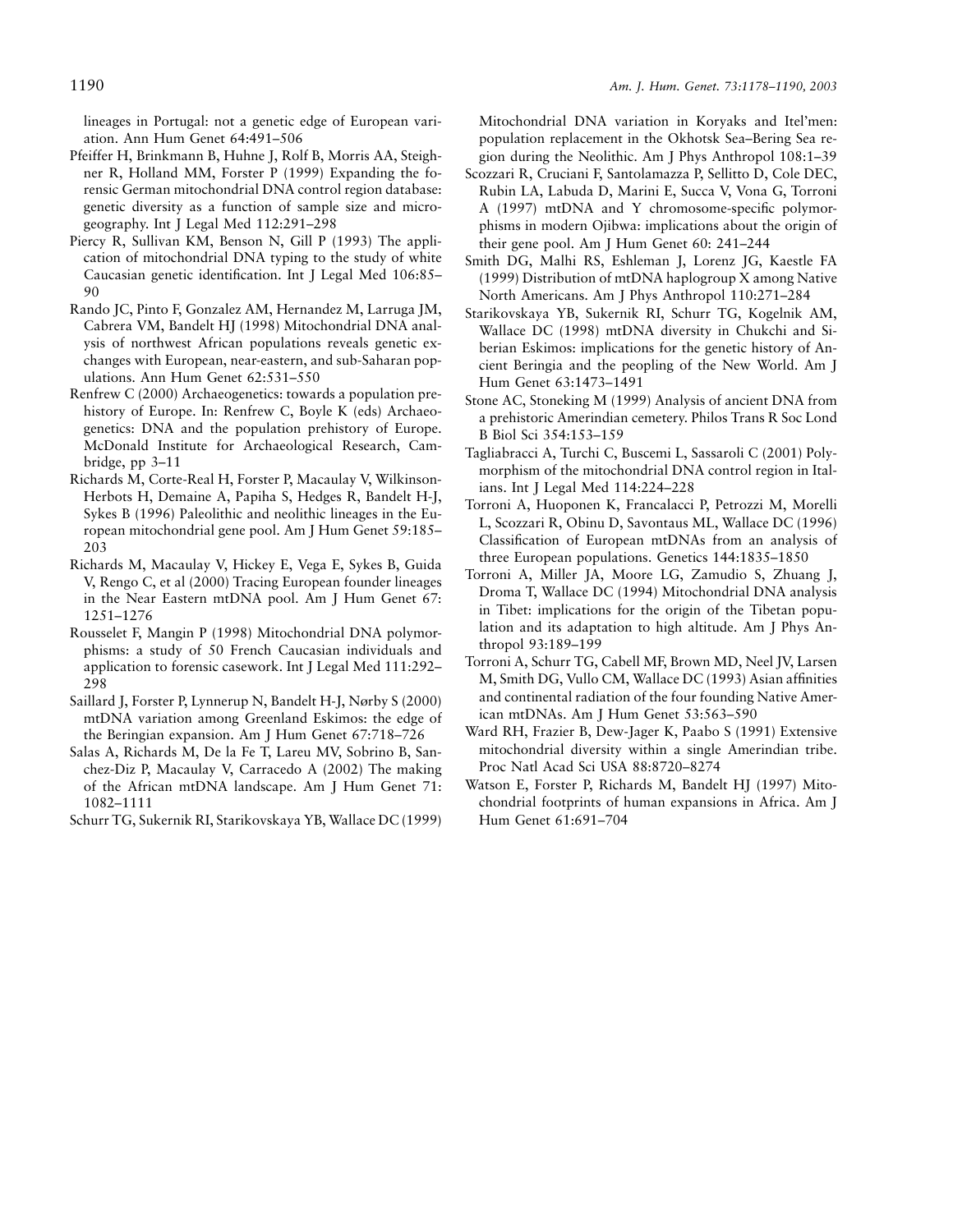lineages in Portugal: not a genetic edge of European variation. Ann Hum Genet 64:491–506

Pfeiffer H, Brinkmann B, Huhne J, Rolf B, Morris AA, Steighner R, Holland MM, Forster P (1999) Expanding the forensic German mitochondrial DNA control region database: genetic diversity as a function of sample size and microgeography. Int J Legal Med 112:291–298

Piercy R, Sullivan KM, Benson N, Gill P (1993) The application of mitochondrial DNA typing to the study of white Caucasian genetic identification. Int J Legal Med 106:85–90

Rando JC, Pinto F, Gonzalez AM, Hernandez M, Larruga JM, Cabrera VM, Bandelt HJ (1998) Mitochondrial DNA analysis of northwest African populations reveals genetic exchanges with European, near-eastern, and sub-Saharan populations. Ann Hum Genet 62:531–550

Renfrew C (2000) Archaeogenetics: towards a population prehistory of Europe. In: Renfrew C, Boyle K (eds) Archaeogenetics: DNA and the population prehistory of Europe. McDonald Institute for Archaeological Research, Cambridge, pp 3–11

Richards M, Corte-Real H, Forster P, Macaulay V, Wilkinson-Herbots H, Demaine A, Papiha S, Hedges R, Bandelt H-J, Sykes B (1996) Paleolithic and neolithic lineages in the European mitochondrial gene pool. Am J Hum Genet 59:185–203

Richards M, Macaulay V, Hickey E, Vega E, Sykes B, Guida V, Rengo C, et al (2000) Tracing European founder lineages in the Near Eastern mtDNA pool. Am J Hum Genet 67: 1251–1276

Rousselet F, Mangin P (1998) Mitochondrial DNA polymorphisms: a study of 50 French Caucasian individuals and application to forensic casework. Int J Legal Med 111:292–298

Saillard J, Forster P, Lynnerup N, Bandelt H-J, Nørby S (2000) mtDNA variation among Greenland Eskimos: the edge of the Beringian expansion. Am J Hum Genet 67:718–726

Salas A, Richards M, De la Fe T, Lareu MV, Sobrino B, Sanchez-Diz P, Macaulay V, Carracedo A (2002) The making of the African mtDNA landscape. Am J Hum Genet 71: 1082–1111

Schurr TG, Sukernik RI, Starikovskaya YB, Wallace DC (1999) Mitochondrial DNA variation in Koryaks and Itel'men: population replacement in the Okhotsk Sea–Bering Sea region during the Neolithic. Am J Phys Anthropol 108:1–39

Scozzari R, Cruciani F, Santolamazza P, Sellitto D, Cole DEC, Rubin LA, Labuda D, Marini E, Succa V, Vona G, Torroni A (1997) mtDNA and Y chromosome-specific polymorphisms in modern Ojibwa: implications about the origin of their gene pool. Am J Hum Genet 60: 241–244

Smith DG, Malhi RS, Eshleman J, Lorenz JG, Kaestle FA (1999) Distribution of mtDNA haplogroup X among Native North Americans. Am J Phys Anthropol 110:271–284

Starikovskaya YB, Sukernik RI, Schurr TG, Kogelnik AM, Wallace DC (1998) mtDNA diversity in Chukchi and Siberian Eskimos: implications for the genetic history of Ancient Beringia and the peopling of the New World. Am J Hum Genet 63:1473–1491

Stone AC, Stoneking M (1999) Analysis of ancient DNA from a prehistoric Amerindian cemetery. Philos Trans R Soc Lond B Biol Sci 354:153–159

Tagliabracci A, Turchi C, Buscemi L, Sassaroli C (2001) Polymorphism of the mitochondrial DNA control region in Italians. Int J Legal Med 114:224–228

Torroni A, Huoponen K, Francalacci P, Petrozzi M, Morelli L, Scozzari R, Obinu D, Savontaus ML, Wallace DC (1996) Classification of European mtDNAs from an analysis of three European populations. Genetics 144:1835–1850

Torroni A, Miller JA, Moore LG, Zamudio S, Zhuang J, Droma T, Wallace DC (1994) Mitochondrial DNA analysis in Tibet: implications for the origin of the Tibetan population and its adaptation to high altitude. Am J Phys Anthropol 93:189–199

Torroni A, Schurr TG, Cabell MF, Brown MD, Neel JV, Larsen M, Smith DG, Vullo CM, Wallace DC (1993) Asian affinities and continental radiation of the four founding Native American mtDNAs. Am J Hum Genet 53:563–590

Ward RH, Frazier B, Dew-Jager K, Paabo S (1991) Extensive mitochondrial diversity within a single Amerindian tribe. Proc Natl Acad Sci USA 88:8720–8274

Watson E, Forster P, Richards M, Bandelt HJ (1997) Mitochondrial footprints of human expansions in Africa. Am J Hum Genet 61:691–704